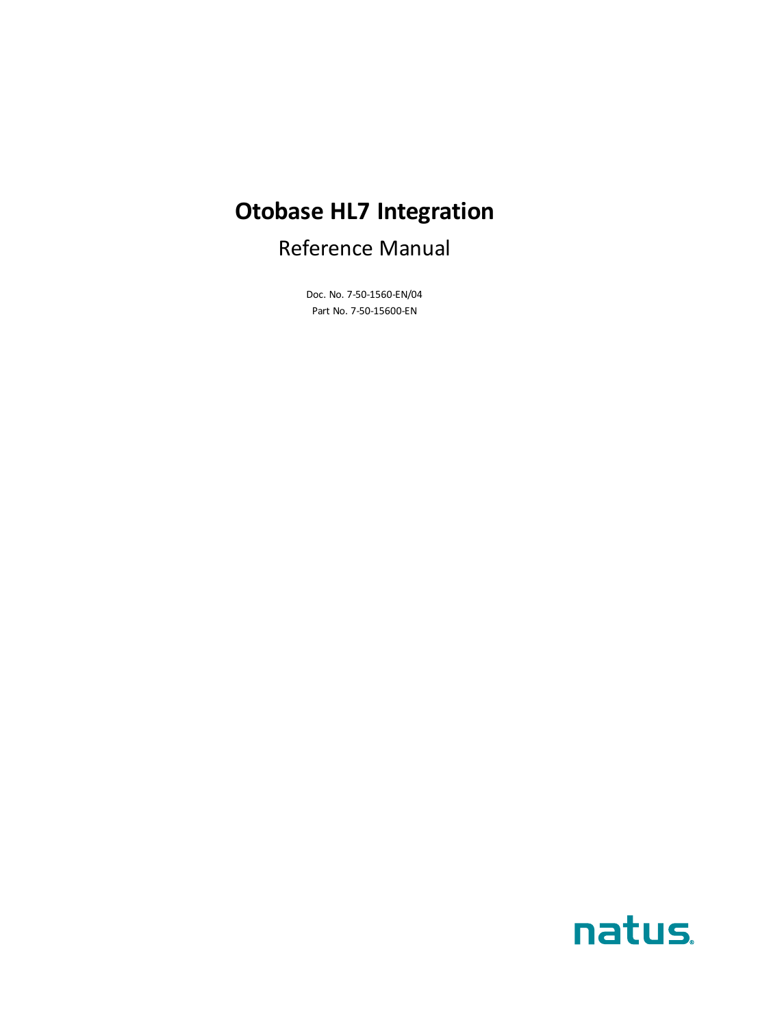# Otobase HL7 Integration

Reference Manual

Doc. No. 7-50-1560-EN/04

Part No. 7-50-15600-EN

natus.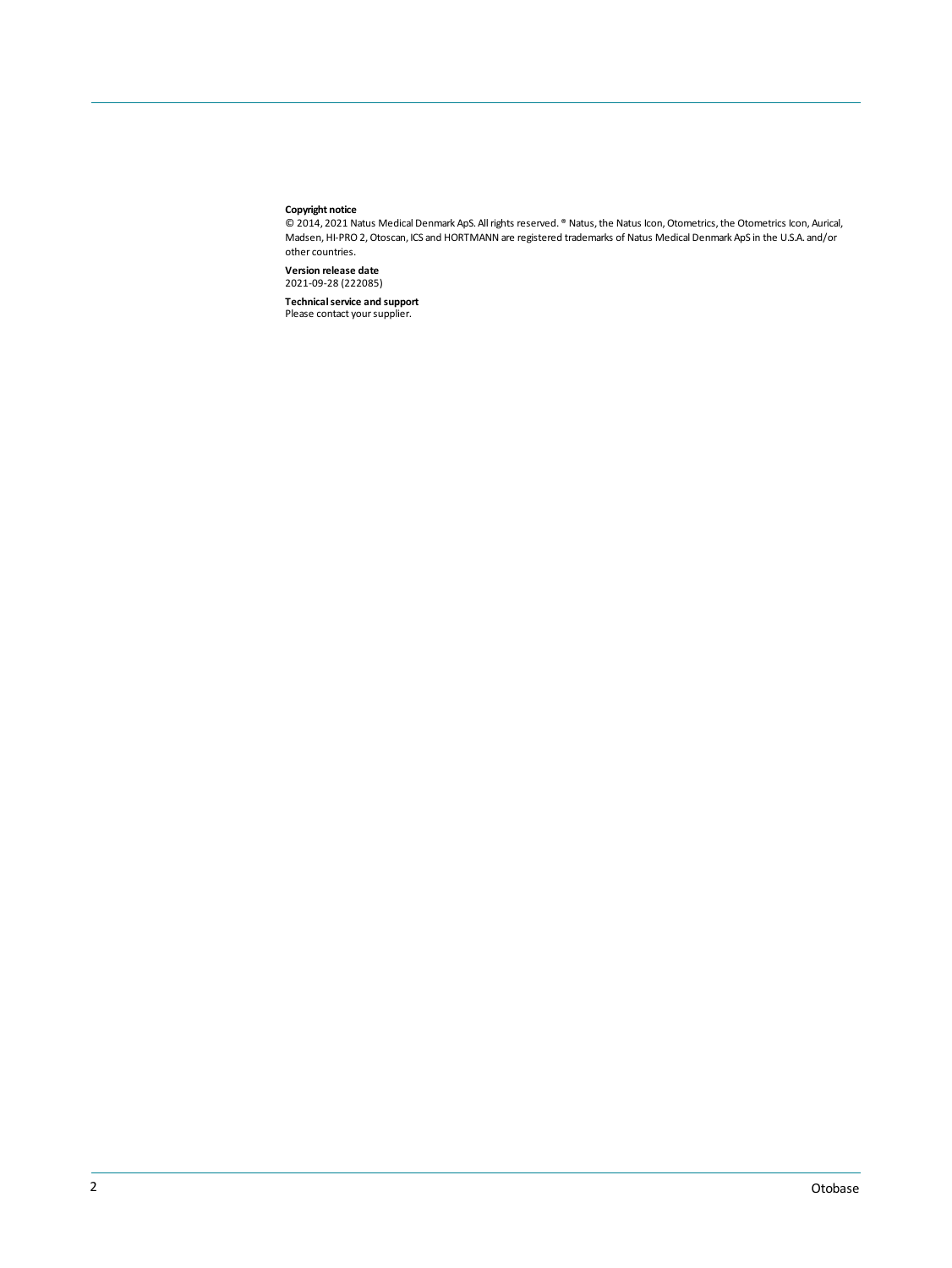**Copyright notice**
© 2014, 2021 Natus Medical Denmark ApS. All rights reserved. ® Natus, the Natus Icon, Otometrics, the Otometrics Icon, Aurical, Madsen, HI-PRO 2, Otoscan, ICS and HORTMANN are registered trademarks of Natus Medical Denmark ApS in the U.S.A. and/or other countries.

**Version release date**
2021-09-28 (222085)

**Technical service and support**
Please contact your supplier.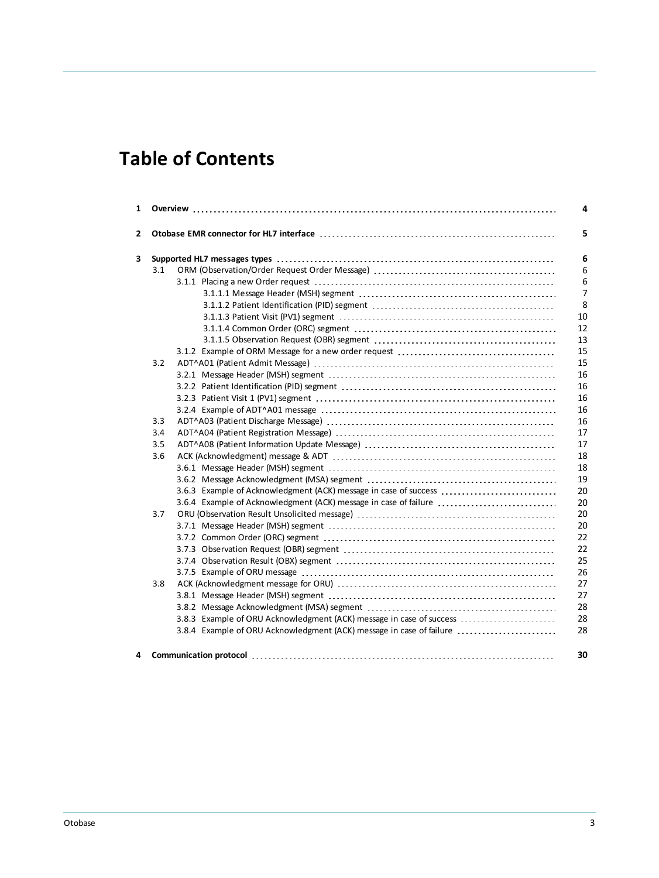# Table of Contents

| | | |
|---|---|---|
| **1** | **Overview** | **4** |
| **2** | **Otobase EMR connector for HL7 interface** | **5** |
| **3** | **Supported HL7 messages types** | **6** |
| 3.1 | ORM (Observation/Order Request Order Message) | 6 |
| | 3.1.1 Placing a new Order request | 6 |
| | 3.1.1.1 Message Header (MSH) segment | 7 |
| | 3.1.1.2 Patient Identification (PID) segment | 8 |
| | 3.1.1.3 Patient Visit (PV1) segment | 10 |
| | 3.1.1.4 Common Order (ORC) segment | 12 |
| | 3.1.1.5 Observation Request (OBR) segment | 13 |
| | 3.1.2 Example of ORM Message for a new order request | 15 |
| 3.2 | ADT^A01 (Patient Admit Message) | 15 |
| | 3.2.1 Message Header (MSH) segment | 16 |
| | 3.2.2 Patient Identification (PID) segment | 16 |
| | 3.2.3 Patient Visit 1 (PV1) segment | 16 |
| | 3.2.4 Example of ADT^A01 message | 16 |
| 3.3 | ADT^A03 (Patient Discharge Message) | 16 |
| 3.4 | ADT^A04 (Patient Registration Message) | 17 |
| 3.5 | ADT^A08 (Patient Information Update Message) | 17 |
| 3.6 | ACK (Acknowledgment) message & ADT | 18 |
| | 3.6.1 Message Header (MSH) segment | 18 |
| | 3.6.2 Message Acknowledgment (MSA) segment | 19 |
| | 3.6.3 Example of Acknowledgment (ACK) message in case of success | 20 |
| | 3.6.4 Example of Acknowledgment (ACK) message in case of failure | 20 |
| 3.7 | ORU (Observation Result Unsolicited message) | 20 |
| | 3.7.1 Message Header (MSH) segment | 20 |
| | 3.7.2 Common Order (ORC) segment | 22 |
| | 3.7.3 Observation Request (OBR) segment | 22 |
| | 3.7.4 Observation Result (OBX) segment | 25 |
| | 3.7.5 Example of ORU message | 26 |
| 3.8 | ACK (Acknowledgment message for ORU) | 27 |
| | 3.8.1 Message Header (MSH) segment | 27 |
| | 3.8.2 Message Acknowledgment (MSA) segment | 28 |
| | 3.8.3 Example of ORU Acknowledgment (ACK) message in case of success | 28 |
| | 3.8.4 Example of ORU Acknowledgment (ACK) message in case of failure | 28 |
| **4** | **Communication protocol** | **30** |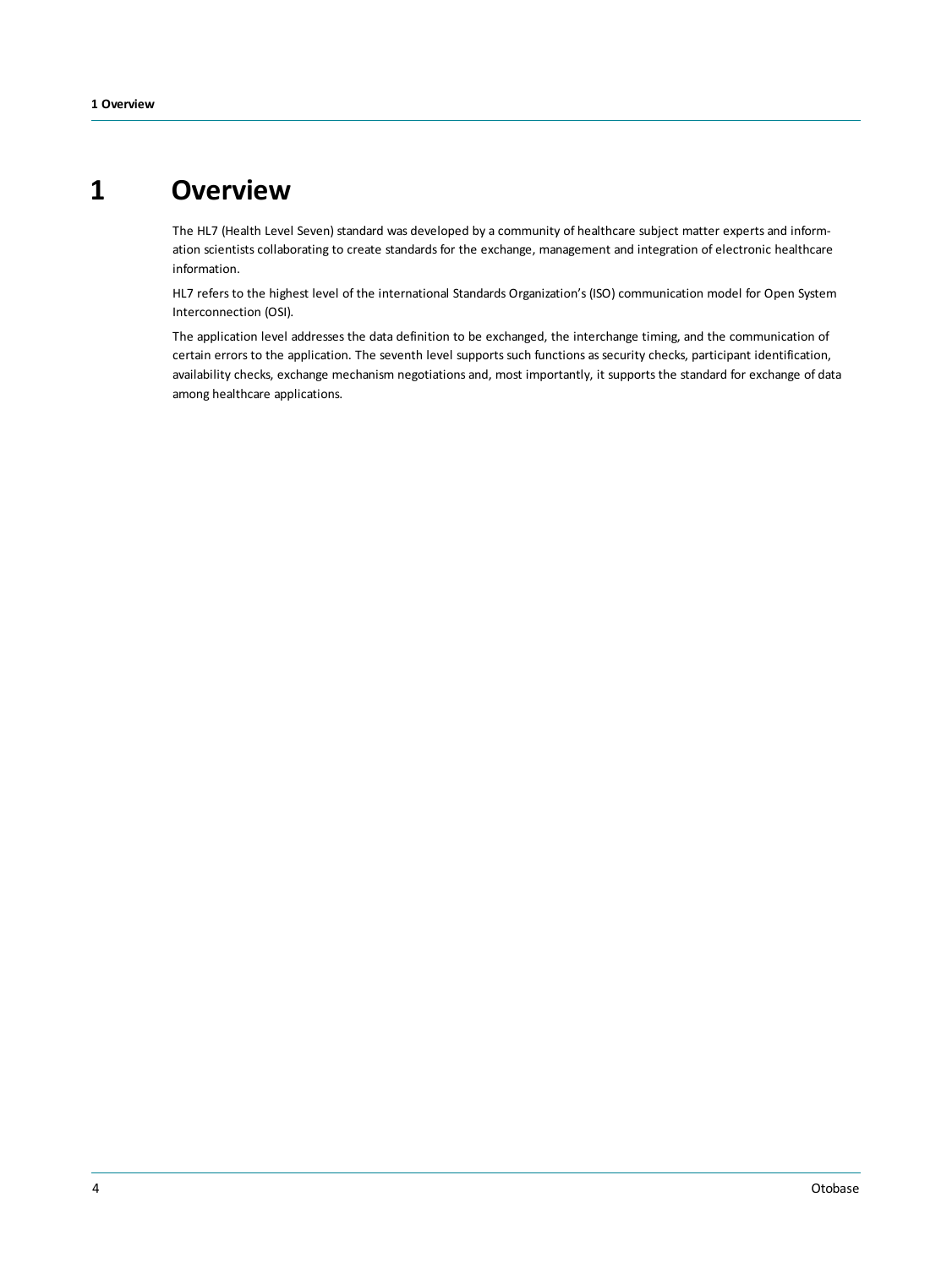# 1 Overview

The HL7 (Health Level Seven) standard was developed by a community of healthcare subject matter experts and information scientists collaborating to create standards for the exchange, management and integration of electronic healthcare information.

HL7 refers to the highest level of the international Standards Organization's (ISO) communication model for Open System Interconnection (OSI).

The application level addresses the data definition to be exchanged, the interchange timing, and the communication of certain errors to the application. The seventh level supports such functions as security checks, participant identification, availability checks, exchange mechanism negotiations and, most importantly, it supports the standard for exchange of data among healthcare applications.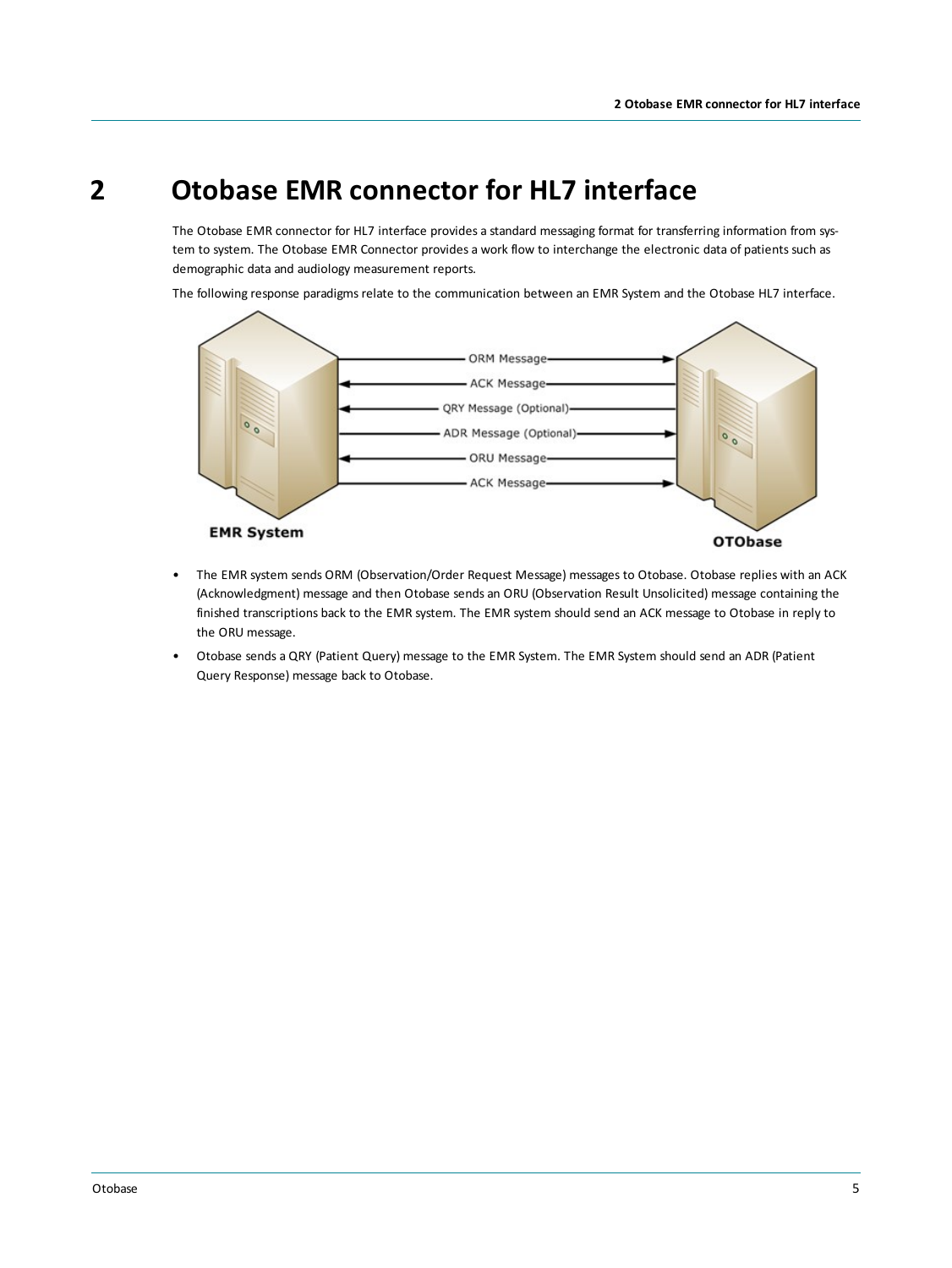# 2 Otobase EMR connector for HL7 interface

The Otobase EMR connector for HL7 interface provides a standard messaging format for transferring information from system to system. The Otobase EMR Connector provides a work flow to interchange the electronic data of patients such as demographic data and audiology measurement reports.

The following response paradigms relate to the communication between an EMR System and the Otobase HL7 interface.

- The EMR system sends ORM (Observation/Order Request Message) messages to Otobase. Otobase replies with an ACK (Acknowledgment) message and then Otobase sends an ORU (Observation Result Unsolicited) message containing the finished transcriptions back to the EMR system. The EMR system should send an ACK message to Otobase in reply to the ORU message.
- Otobase sends a QRY (Patient Query) message to the EMR System. The EMR System should send an ADR (Patient Query Response) message back to Otobase.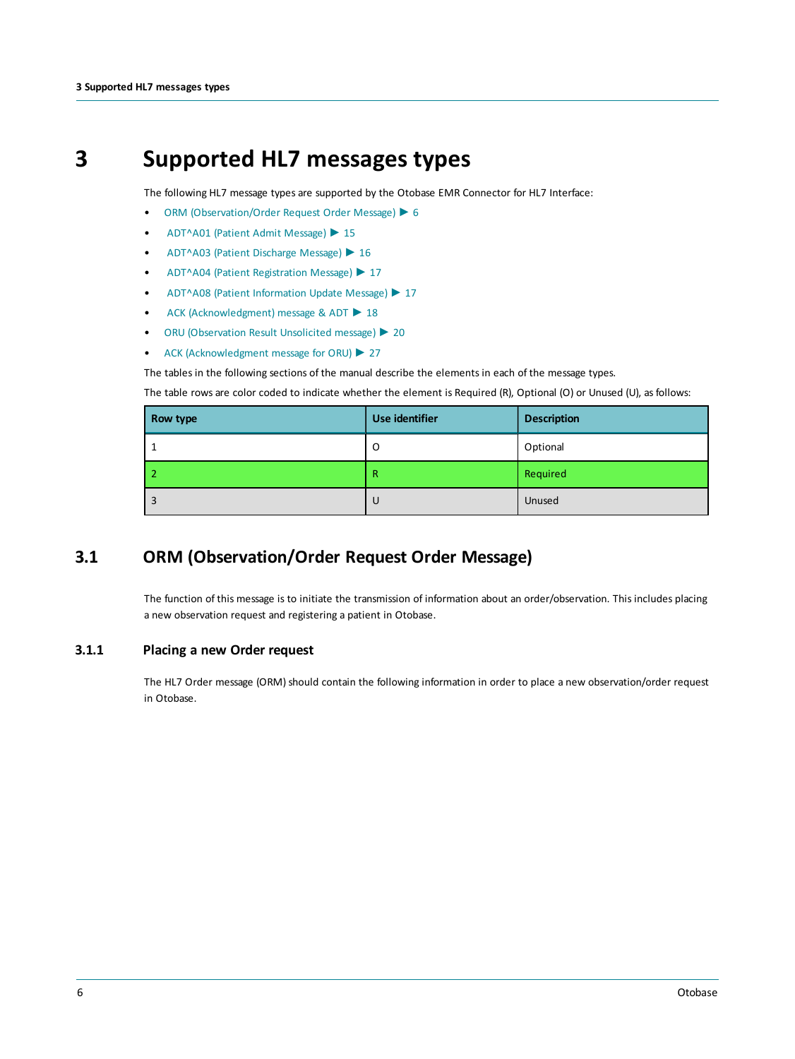# 3 Supported HL7 messages types

The following HL7 message types are supported by the Otobase EMR Connector for HL7 Interface:

- ORM (Observation/Order Request Order Message) ▶ 6
- ADT^A01 (Patient Admit Message) ▶ 15
- ADT^A03 (Patient Discharge Message) ▶ 16
- ADT^A04 (Patient Registration Message) ▶ 17
- ADT^A08 (Patient Information Update Message) ▶ 17
- ACK (Acknowledgment) message & ADT ▶ 18
- ORU (Observation Result Unsolicited message) ▶ 20
- ACK (Acknowledgment message for ORU) ▶ 27

The tables in the following sections of the manual describe the elements in each of the message types.

The table rows are color coded to indicate whether the element is Required (R), Optional (O) or Unused (U), as follows:

| Row type | Use identifier | Description |
|---|---|---|
| 1 | O | Optional |
| 2 | R | Required |
| 3 | U | Unused |

## 3.1 ORM (Observation/Order Request Order Message)

The function of this message is to initiate the transmission of information about an order/observation. This includes placing a new observation request and registering a patient in Otobase.

### 3.1.1 Placing a new Order request

The HL7 Order message (ORM) should contain the following information in order to place a new observation/order request in Otobase.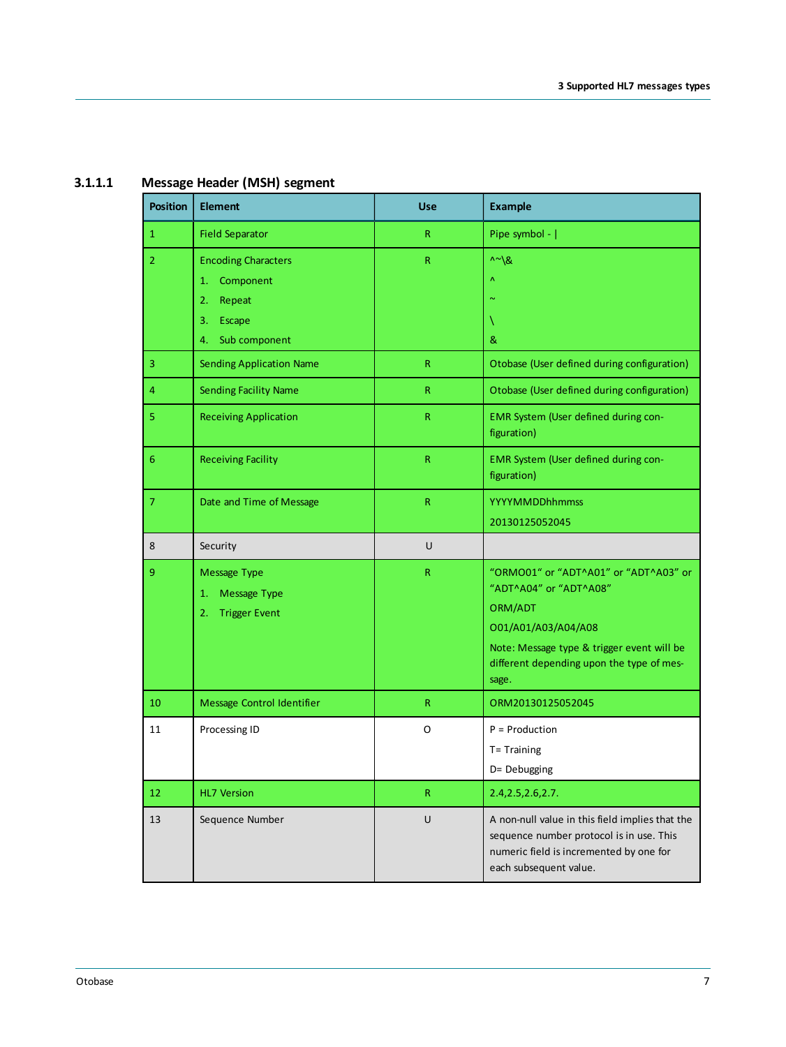### 3.1.1.1 Message Header (MSH) segment

| Position | Element | Use | Example |
|---|---|---|---|
| 1 | Field Separator | R | Pipe symbol - \| |
| 2 | Encoding Characters<br>1. Component<br>2. Repeat<br>3. Escape<br>4. Sub component | R | ^~\&<br>^<br>~<br>\<br>& |
| 3 | Sending Application Name | R | Otobase (User defined during configuration) |
| 4 | Sending Facility Name | R | Otobase (User defined during configuration) |
| 5 | Receiving Application | R | EMR System (User defined during configuration) |
| 6 | Receiving Facility | R | EMR System (User defined during configuration) |
| 7 | Date and Time of Message | R | YYYYMMDDhhmmss<br>20130125052045 |
| 8 | Security | U | |
| 9 | Message Type<br>1. Message Type<br>2. Trigger Event | R | "ORMO01" or "ADT^A01" or "ADT^A03" or "ADT^A04" or "ADT^A08"<br>ORM/ADT<br>O01/A01/A03/A04/A08<br>Note: Message type & trigger event will be different depending upon the type of message. |
| 10 | Message Control Identifier | R | ORM20130125052045 |
| 11 | Processing ID | O | P = Production<br>T= Training<br>D= Debugging |
| 12 | HL7 Version | R | 2.4,2.5,2.6,2.7. |
| 13 | Sequence Number | U | A non-null value in this field implies that the sequence number protocol is in use. This numeric field is incremented by one for each subsequent value. |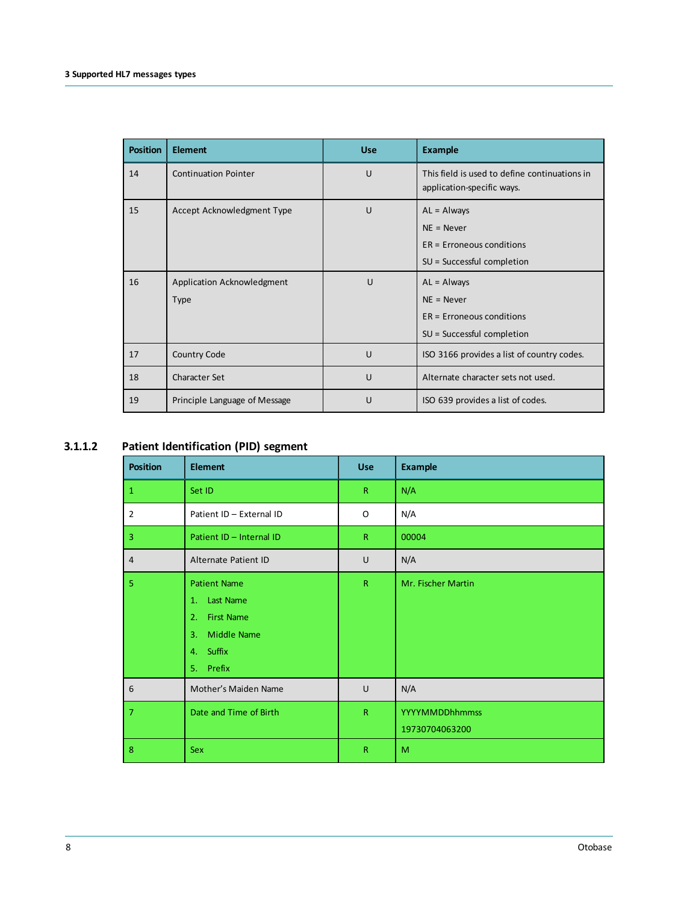| Position | Element | Use | Example |
|---|---|---|---|
| 14 | Continuation Pointer | U | This field is used to define continuations in application-specific ways. |
| 15 | Accept Acknowledgment Type | U | AL = Always<br>NE = Never<br>ER = Erroneous conditions<br>SU = Successful completion |
| 16 | Application Acknowledgment Type | U | AL = Always<br>NE = Never<br>ER = Erroneous conditions<br>SU = Successful completion |
| 17 | Country Code | U | ISO 3166 provides a list of country codes. |
| 18 | Character Set | U | Alternate character sets not used. |
| 19 | Principle Language of Message | U | ISO 639 provides a list of codes. |

### 3.1.1.2 Patient Identification (PID) segment

| Position | Element | Use | Example |
|---|---|---|---|
| 1 | Set ID | R | N/A |
| 2 | Patient ID – External ID | O | N/A |
| 3 | Patient ID – Internal ID | R | 00004 |
| 4 | Alternate Patient ID | U | N/A |
| 5 | Patient Name<br>1. Last Name<br>2. First Name<br>3. Middle Name<br>4. Suffix<br>5. Prefix | R | Mr. Fischer Martin |
| 6 | Mother's Maiden Name | U | N/A |
| 7 | Date and Time of Birth | R | YYYYMMDDhhmmss<br>19730704063200 |
| 8 | Sex | R | M |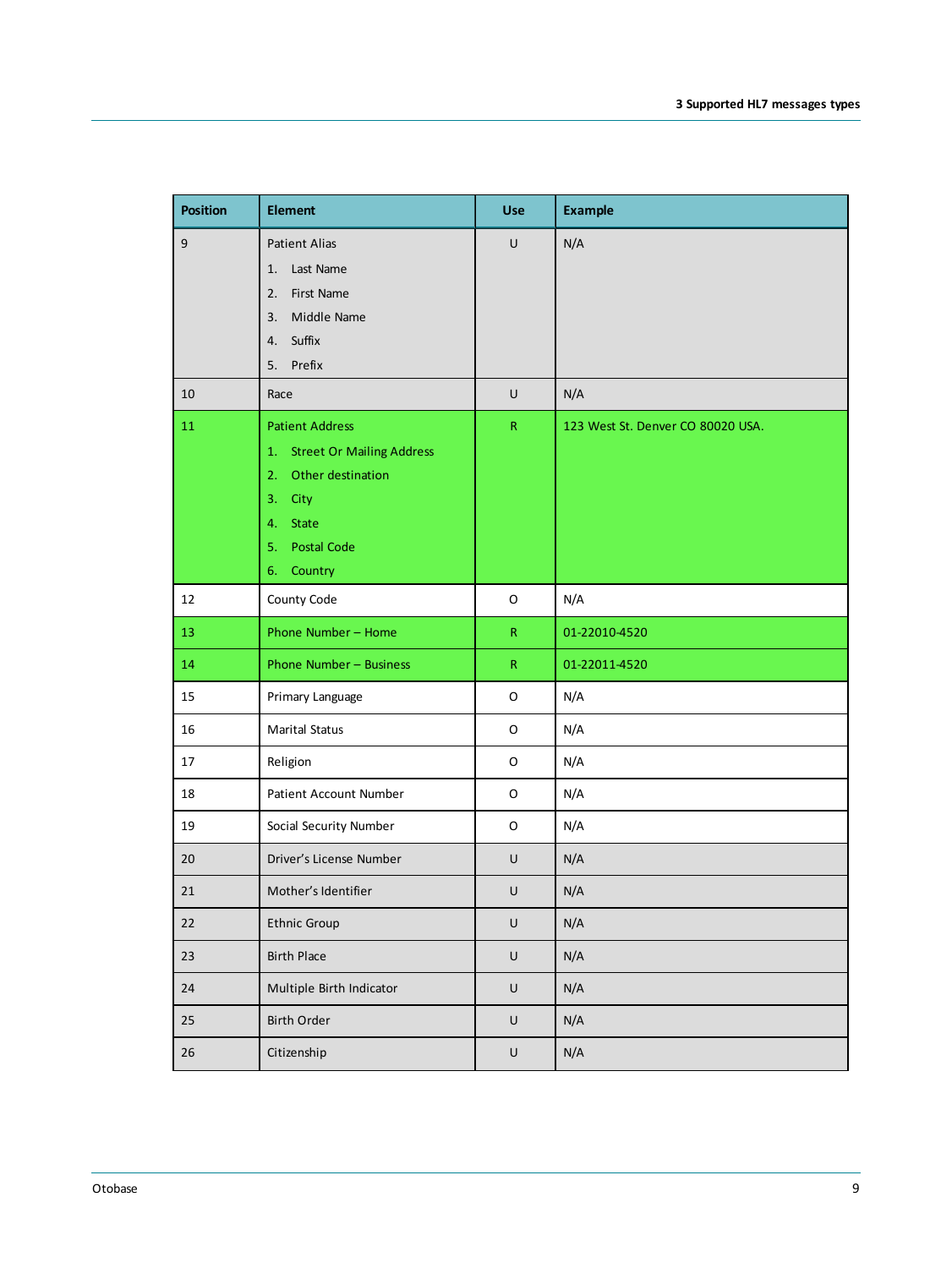| Position | Element | Use | Example |
|---|---|---|---|
| 9 | Patient Alias<br>1. Last Name<br>2. First Name<br>3. Middle Name<br>4. Suffix<br>5. Prefix | U | N/A |
| 10 | Race | U | N/A |
| 11 | Patient Address<br>1. Street Or Mailing Address<br>2. Other destination<br>3. City<br>4. State<br>5. Postal Code<br>6. Country | R | 123 West St. Denver CO 80020 USA. |
| 12 | County Code | O | N/A |
| 13 | Phone Number – Home | R | 01-22010-4520 |
| 14 | Phone Number – Business | R | 01-22011-4520 |
| 15 | Primary Language | O | N/A |
| 16 | Marital Status | O | N/A |
| 17 | Religion | O | N/A |
| 18 | Patient Account Number | O | N/A |
| 19 | Social Security Number | O | N/A |
| 20 | Driver's License Number | U | N/A |
| 21 | Mother's Identifier | U | N/A |
| 22 | Ethnic Group | U | N/A |
| 23 | Birth Place | U | N/A |
| 24 | Multiple Birth Indicator | U | N/A |
| 25 | Birth Order | U | N/A |
| 26 | Citizenship | U | N/A |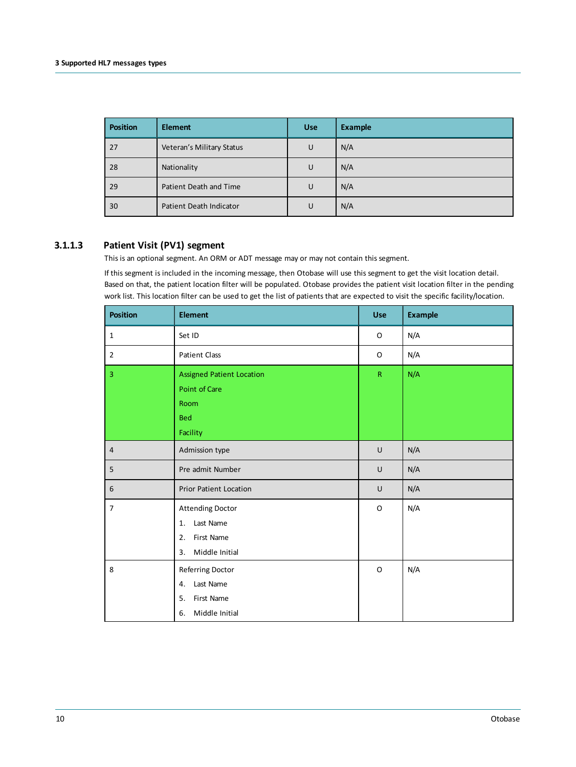| Position | Element | Use | Example |
|---|---|---|---|
| 27 | Veteran's Military Status | U | N/A |
| 28 | Nationality | U | N/A |
| 29 | Patient Death and Time | U | N/A |
| 30 | Patient Death Indicator | U | N/A |

### 3.1.1.3 Patient Visit (PV1) segment

This is an optional segment. An ORM or ADT message may or may not contain this segment.

If this segment is included in the incoming message, then Otobase will use this segment to get the visit location detail. Based on that, the patient location filter will be populated. Otobase provides the patient visit location filter in the pending work list. This location filter can be used to get the list of patients that are expected to visit the specific facility/location.

| Position | Element | Use | Example |
|---|---|---|---|
| 1 | Set ID | O | N/A |
| 2 | Patient Class | O | N/A |
| 3 | Assigned Patient Location<br>Point of Care<br>Room<br>Bed<br>Facility | R | N/A |
| 4 | Admission type | U | N/A |
| 5 | Pre admit Number | U | N/A |
| 6 | Prior Patient Location | U | N/A |
| 7 | Attending Doctor<br>1. Last Name<br>2. First Name<br>3. Middle Initial | O | N/A |
| 8 | Referring Doctor<br>4. Last Name<br>5. First Name<br>6. Middle Initial | O | N/A |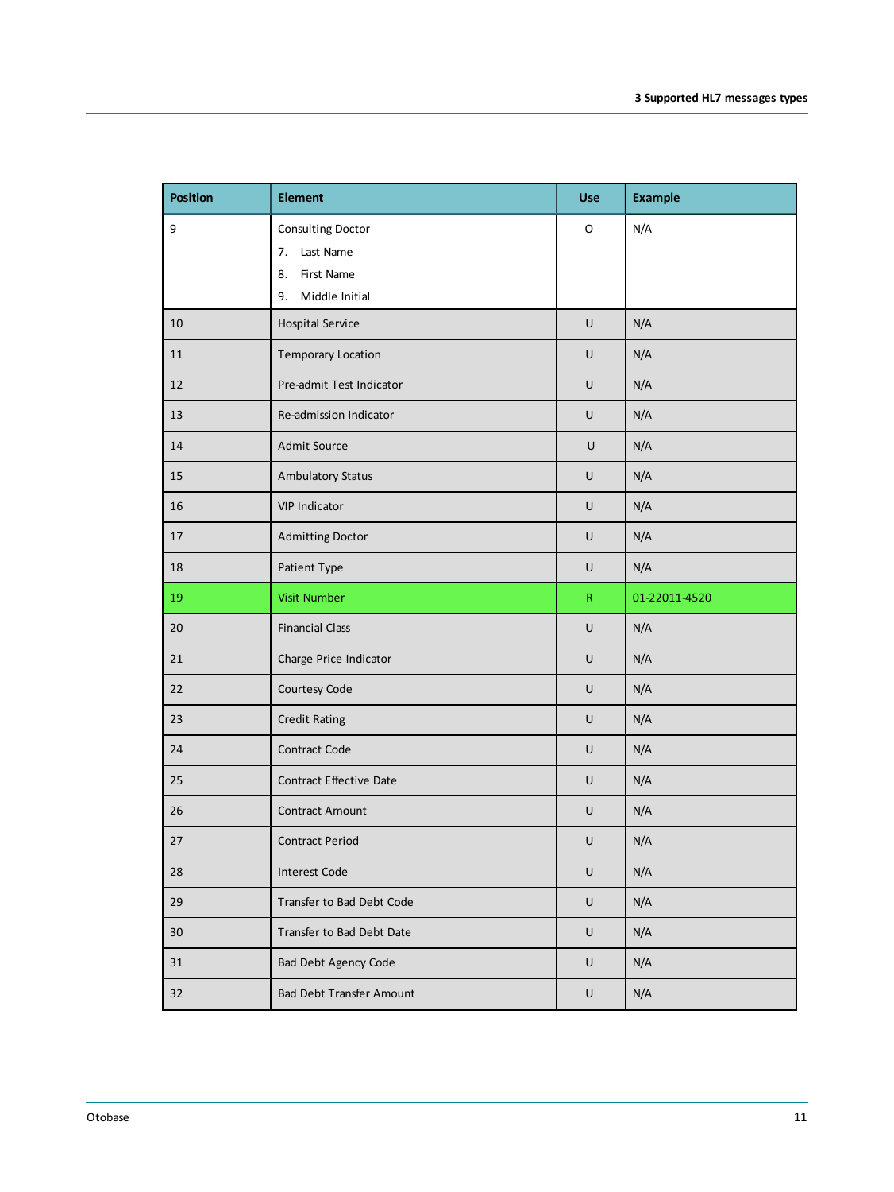| Position | Element | Use | Example |
| --- | --- | --- | --- |
| 9 | Consulting Doctor<br>7. Last Name<br>8. First Name<br>9. Middle Initial | O | N/A |
| 10 | Hospital Service | U | N/A |
| 11 | Temporary Location | U | N/A |
| 12 | Pre-admit Test Indicator | U | N/A |
| 13 | Re-admission Indicator | U | N/A |
| 14 | Admit Source | U | N/A |
| 15 | Ambulatory Status | U | N/A |
| 16 | VIP Indicator | U | N/A |
| 17 | Admitting Doctor | U | N/A |
| 18 | Patient Type | U | N/A |
| 19 | Visit Number | R | 01-22011-4520 |
| 20 | Financial Class | U | N/A |
| 21 | Charge Price Indicator | U | N/A |
| 22 | Courtesy Code | U | N/A |
| 23 | Credit Rating | U | N/A |
| 24 | Contract Code | U | N/A |
| 25 | Contract Effective Date | U | N/A |
| 26 | Contract Amount | U | N/A |
| 27 | Contract Period | U | N/A |
| 28 | Interest Code | U | N/A |
| 29 | Transfer to Bad Debt Code | U | N/A |
| 30 | Transfer to Bad Debt Date | U | N/A |
| 31 | Bad Debt Agency Code | U | N/A |
| 32 | Bad Debt Transfer Amount | U | N/A |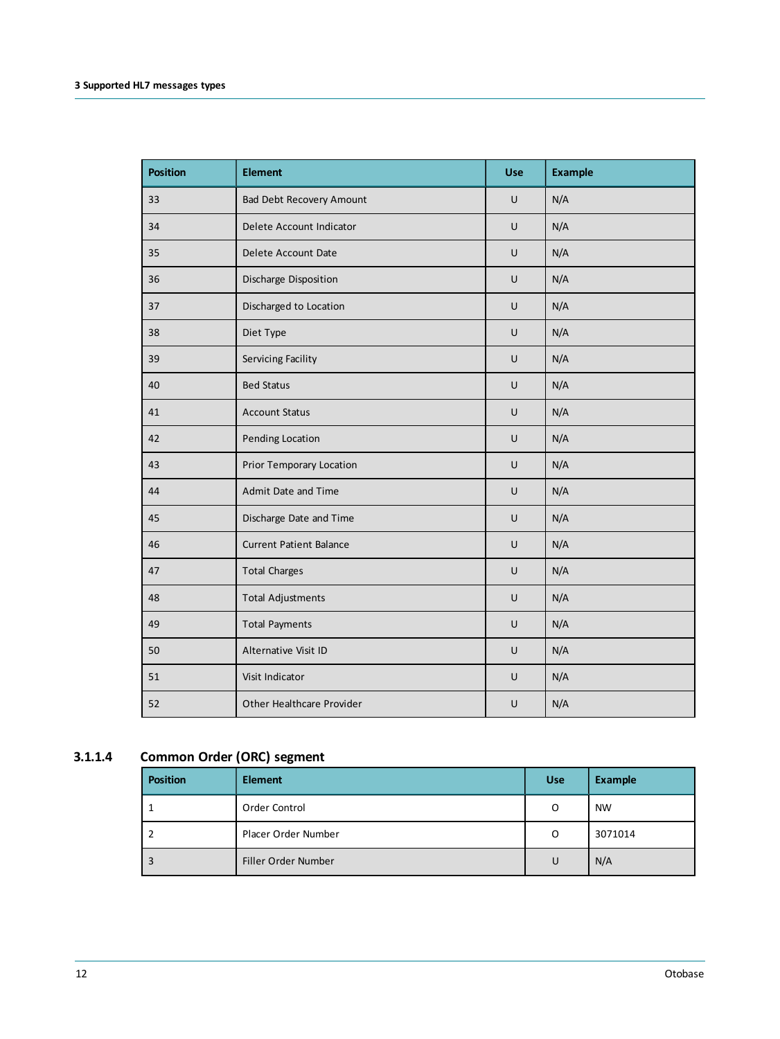| Position | Element | Use | Example |
|---|---|---|---|
| 33 | Bad Debt Recovery Amount | U | N/A |
| 34 | Delete Account Indicator | U | N/A |
| 35 | Delete Account Date | U | N/A |
| 36 | Discharge Disposition | U | N/A |
| 37 | Discharged to Location | U | N/A |
| 38 | Diet Type | U | N/A |
| 39 | Servicing Facility | U | N/A |
| 40 | Bed Status | U | N/A |
| 41 | Account Status | U | N/A |
| 42 | Pending Location | U | N/A |
| 43 | Prior Temporary Location | U | N/A |
| 44 | Admit Date and Time | U | N/A |
| 45 | Discharge Date and Time | U | N/A |
| 46 | Current Patient Balance | U | N/A |
| 47 | Total Charges | U | N/A |
| 48 | Total Adjustments | U | N/A |
| 49 | Total Payments | U | N/A |
| 50 | Alternative Visit ID | U | N/A |
| 51 | Visit Indicator | U | N/A |
| 52 | Other Healthcare Provider | U | N/A |

#### 3.1.1.4 Common Order (ORC) segment

| Position | Element | Use | Example |
|---|---|---|---|
| 1 | Order Control | O | NW |
| 2 | Placer Order Number | O | 3071014 |
| 3 | Filler Order Number | U | N/A |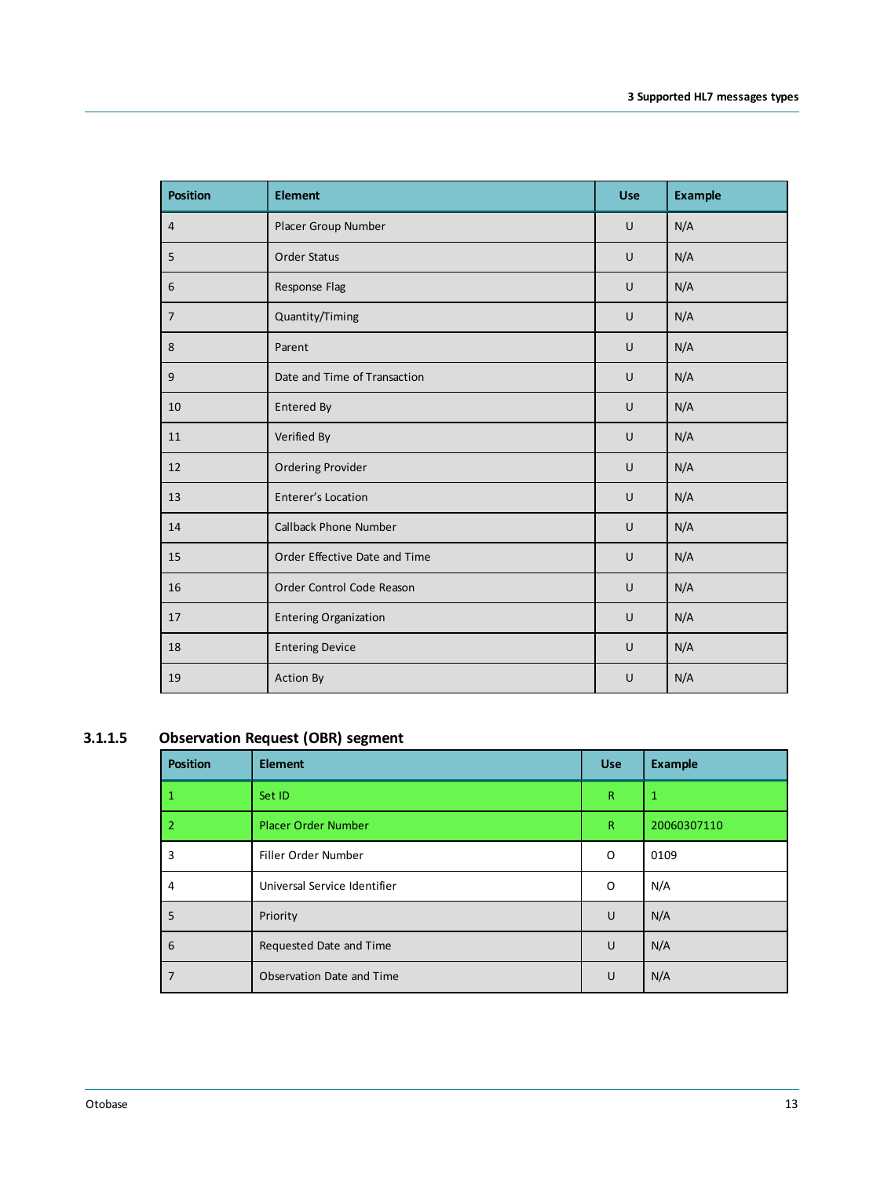| Position | Element | Use | Example |
|---|---|---|---|
| 4 | Placer Group Number | U | N/A |
| 5 | Order Status | U | N/A |
| 6 | Response Flag | U | N/A |
| 7 | Quantity/Timing | U | N/A |
| 8 | Parent | U | N/A |
| 9 | Date and Time of Transaction | U | N/A |
| 10 | Entered By | U | N/A |
| 11 | Verified By | U | N/A |
| 12 | Ordering Provider | U | N/A |
| 13 | Enterer's Location | U | N/A |
| 14 | Callback Phone Number | U | N/A |
| 15 | Order Effective Date and Time | U | N/A |
| 16 | Order Control Code Reason | U | N/A |
| 17 | Entering Organization | U | N/A |
| 18 | Entering Device | U | N/A |
| 19 | Action By | U | N/A |

#### 3.1.1.5 Observation Request (OBR) segment

| Position | Element | Use | Example |
|---|---|---|---|
| 1 | Set ID | R | 1 |
| 2 | Placer Order Number | R | 20060307110 |
| 3 | Filler Order Number | O | 0109 |
| 4 | Universal Service Identifier | O | N/A |
| 5 | Priority | U | N/A |
| 6 | Requested Date and Time | U | N/A |
| 7 | Observation Date and Time | U | N/A |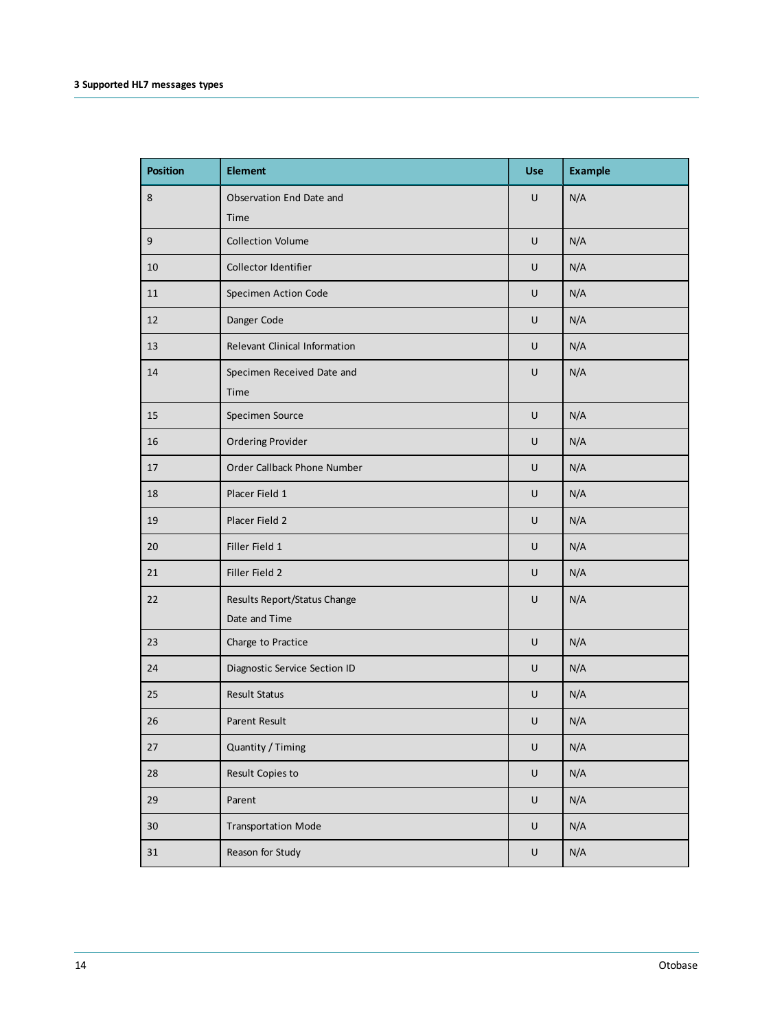| Position | Element | Use | Example |
| --- | --- | --- | --- |
| 8 | Observation End Date and Time | U | N/A |
| 9 | Collection Volume | U | N/A |
| 10 | Collector Identifier | U | N/A |
| 11 | Specimen Action Code | U | N/A |
| 12 | Danger Code | U | N/A |
| 13 | Relevant Clinical Information | U | N/A |
| 14 | Specimen Received Date and Time | U | N/A |
| 15 | Specimen Source | U | N/A |
| 16 | Ordering Provider | U | N/A |
| 17 | Order Callback Phone Number | U | N/A |
| 18 | Placer Field 1 | U | N/A |
| 19 | Placer Field 2 | U | N/A |
| 20 | Filler Field 1 | U | N/A |
| 21 | Filler Field 2 | U | N/A |
| 22 | Results Report/Status Change Date and Time | U | N/A |
| 23 | Charge to Practice | U | N/A |
| 24 | Diagnostic Service Section ID | U | N/A |
| 25 | Result Status | U | N/A |
| 26 | Parent Result | U | N/A |
| 27 | Quantity / Timing | U | N/A |
| 28 | Result Copies to | U | N/A |
| 29 | Parent | U | N/A |
| 30 | Transportation Mode | U | N/A |
| 31 | Reason for Study | U | N/A |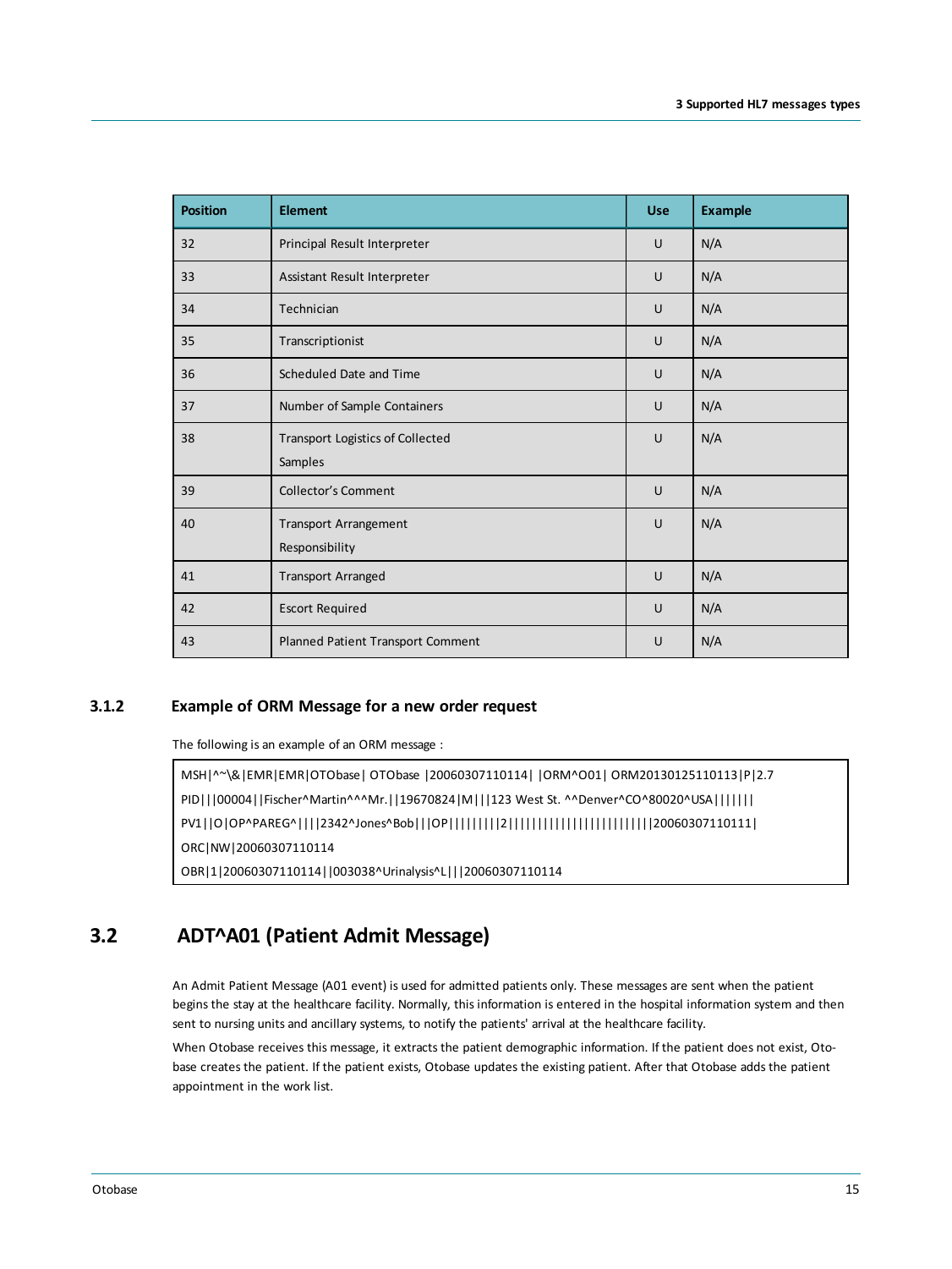| Position | Element | Use | Example |
|---|---|---|---|
| 32 | Principal Result Interpreter | U | N/A |
| 33 | Assistant Result Interpreter | U | N/A |
| 34 | Technician | U | N/A |
| 35 | Transcriptionist | U | N/A |
| 36 | Scheduled Date and Time | U | N/A |
| 37 | Number of Sample Containers | U | N/A |
| 38 | Transport Logistics of Collected Samples | U | N/A |
| 39 | Collector's Comment | U | N/A |
| 40 | Transport Arrangement Responsibility | U | N/A |
| 41 | Transport Arranged | U | N/A |
| 42 | Escort Required | U | N/A |
| 43 | Planned Patient Transport Comment | U | N/A |

### 3.1.2 Example of ORM Message for a new order request

The following is an example of an ORM message :

```
MSH|^~\&|EMR|EMR|OTObase| OTObase |20060307110114| |ORM^O01| ORM20130125110113|P|2.7
PID|||00004||Fischer^Martin^^^Mr.||19670824|M|||123 West St. ^^Denver^CO^80020^USA|||||||
PV1||O|OP^PAREG^||||2342^Jones^Bob|||OP|||||||||2||||||||||||||||||||||||||20060307110111|
ORC|NW|20060307110114
OBR|1|20060307110114||003038^Urinalysis^L|||20060307110114
```

## 3.2 ADT^A01 (Patient Admit Message)

An Admit Patient Message (A01 event) is used for admitted patients only. These messages are sent when the patient begins the stay at the healthcare facility. Normally, this information is entered in the hospital information system and then sent to nursing units and ancillary systems, to notify the patients' arrival at the healthcare facility.

When Otobase receives this message, it extracts the patient demographic information. If the patient does not exist, Otobase creates the patient. If the patient exists, Otobase updates the existing patient. After that Otobase adds the patient appointment in the work list.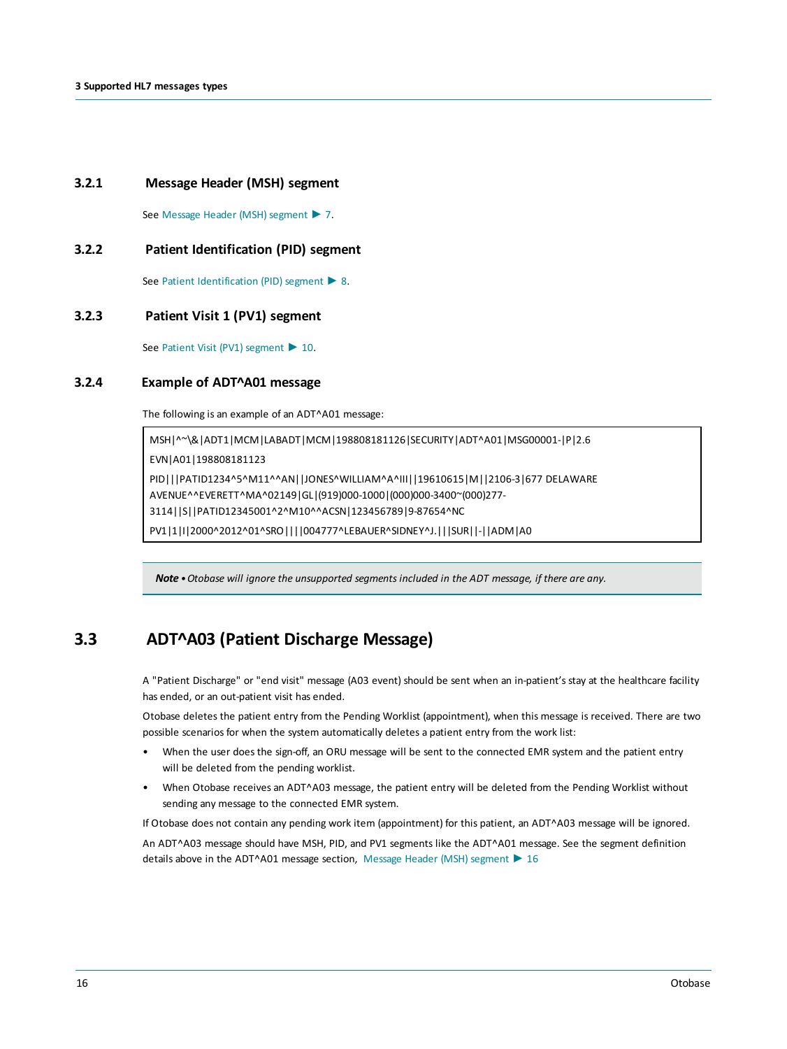### 3.2.1 Message Header (MSH) segment

See Message Header (MSH) segment ▶ 7.

### 3.2.2 Patient Identification (PID) segment

See Patient Identification (PID) segment ▶ 8.

### 3.2.3 Patient Visit 1 (PV1) segment

See Patient Visit (PV1) segment ▶ 10.

### 3.2.4 Example of ADT^A01 message

The following is an example of an ADT^A01 message:

```
MSH|^~\&|ADT1|MCM|LABADT|MCM|198808181126|SECURITY|ADT^A01|MSG00001-|P|2.6
EVN|A01|198808181123
PID|||PATID1234^5^M11^^AN||JONES^WILLIAM^A^III||19610615|M||2106-3|677 DELAWARE
AVENUE^^EVERETT^MA^02149|GL|(919)000-1000|(000)000-3400~(000)277-
3114||S||PATID12345001^2^M10^^ACSN|123456789|9-87654^NC
PV1|1|I|2000^2012^01^SRO||||004777^LEBAUER^SIDNEY^J.|||SUR||-||ADM|A0
```

> ***Note •** Otobase will ignore the unsupported segments included in the ADT message, if there are any.*

## 3.3 ADT^A03 (Patient Discharge Message)

A "Patient Discharge" or "end visit" message (A03 event) should be sent when an in-patient's stay at the healthcare facility has ended, or an out-patient visit has ended.

Otobase deletes the patient entry from the Pending Worklist (appointment), when this message is received. There are two possible scenarios for when the system automatically deletes a patient entry from the work list:

- When the user does the sign-off, an ORU message will be sent to the connected EMR system and the patient entry will be deleted from the pending worklist.
- When Otobase receives an ADT^A03 message, the patient entry will be deleted from the Pending Worklist without sending any message to the connected EMR system.

If Otobase does not contain any pending work item (appointment) for this patient, an ADT^A03 message will be ignored.

An ADT^A03 message should have MSH, PID, and PV1 segments like the ADT^A01 message. See the segment definition details above in the ADT^A01 message section, Message Header (MSH) segment ▶ 16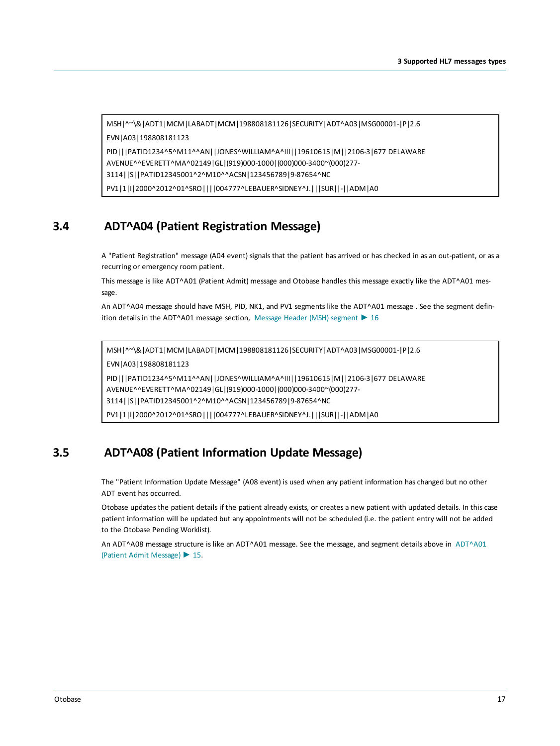```
MSH|^~\&|ADT1|MCM|LABADT|MCM|198808181126|SECURITY|ADT^A03|MSG00001-|P|2.6
EVN|A03|198808181123
PID|||PATID1234^5^M11^^AN||JONES^WILLIAM^A^III||19610615|M||2106-3|677 DELAWARE
AVENUE^^EVERETT^MA^02149|GL|(919)000-1000|(000)000-3400~(000)277-
3114||S||PATID12345001^2^M10^^ACSN|123456789|9-87654^NC
PV1|1|I|2000^2012^01^SRO||||004777^LEBAUER^SIDNEY^J.|||SUR||-||ADM|A0
```

## 3.4 ADT^A04 (Patient Registration Message)

A "Patient Registration" message (A04 event) signals that the patient has arrived or has checked in as an out-patient, or as a recurring or emergency room patient.

This message is like ADT^A01 (Patient Admit) message and Otobase handles this message exactly like the ADT^A01 message.

An ADT^A04 message should have MSH, PID, NK1, and PV1 segments like the ADT^A01 message . See the segment definition details in the ADT^A01 message section, Message Header (MSH) segment ▶ 16

```
MSH|^~\&|ADT1|MCM|LABADT|MCM|198808181126|SECURITY|ADT^A03|MSG00001-|P|2.6
EVN|A03|198808181123
PID|||PATID1234^5^M11^^AN||JONES^WILLIAM^A^III||19610615|M||2106-3|677 DELAWARE
AVENUE^^EVERETT^MA^02149|GL|(919)000-1000|(000)000-3400~(000)277-
3114||S||PATID12345001^2^M10^^ACSN|123456789|9-87654^NC
PV1|1|I|2000^2012^01^SRO||||004777^LEBAUER^SIDNEY^J.|||SUR||-||ADM|A0
```

## 3.5 ADT^A08 (Patient Information Update Message)

The "Patient Information Update Message" (A08 event) is used when any patient information has changed but no other ADT event has occurred.

Otobase updates the patient details if the patient already exists, or creates a new patient with updated details. In this case patient information will be updated but any appointments will not be scheduled (i.e. the patient entry will not be added to the Otobase Pending Worklist).

An ADT^A08 message structure is like an ADT^A01 message. See the message, and segment details above in ADT^A01 (Patient Admit Message) ▶ 15.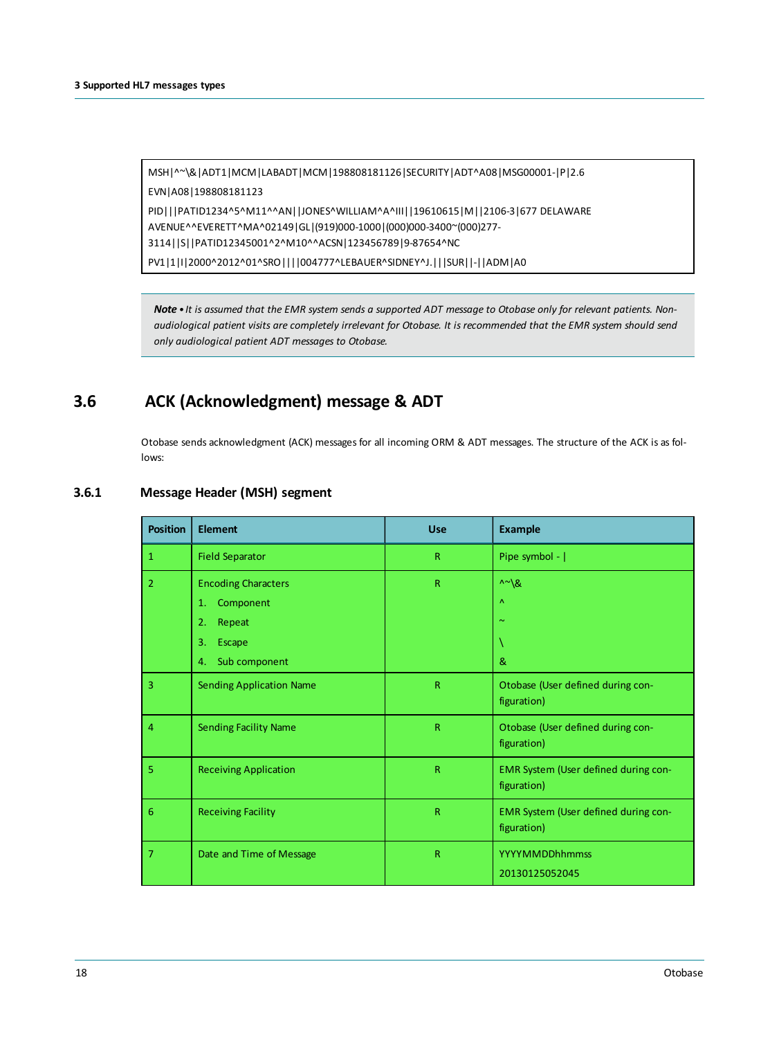```
MSH|^~\&|ADT1|MCM|LABADT|MCM|198808181126|SECURITY|ADT^A08|MSG00001-|P|2.6
EVN|A08|198808181123
PID|||PATID1234^5^M11^^AN||JONES^WILLIAM^A^III||19610615|M||2106-3|677 DELAWARE
AVENUE^^EVERETT^MA^02149|GL|(919)000-1000|(000)000-3400~(000)277-
3114||S||PATID12345001^2^M10^^ACSN|123456789|9-87654^NC
PV1|1|I|2000^2012^01^SRO||||004777^LEBAUER^SIDNEY^J.|||SUR||-||ADM|A0
```

> ***Note*** • *It is assumed that the EMR system sends a supported ADT message to Otobase only for relevant patients. Non-audiological patient visits are completely irrelevant for Otobase. It is recommended that the EMR system should send only audiological patient ADT messages to Otobase.*

## 3.6 ACK (Acknowledgment) message & ADT

Otobase sends acknowledgment (ACK) messages for all incoming ORM & ADT messages. The structure of the ACK is as follows:

### 3.6.1 Message Header (MSH) segment

| Position | Element | Use | Example |
|---|---|---|---|
| 1 | Field Separator | R | Pipe symbol - \| |
| 2 | Encoding Characters<br>1. Component<br>2. Repeat<br>3. Escape<br>4. Sub component | R | ^~\&<br>^<br>~<br>\<br>& |
| 3 | Sending Application Name | R | Otobase (User defined during configuration) |
| 4 | Sending Facility Name | R | Otobase (User defined during configuration) |
| 5 | Receiving Application | R | EMR System (User defined during configuration) |
| 6 | Receiving Facility | R | EMR System (User defined during configuration) |
| 7 | Date and Time of Message | R | YYYYMMDDhhmmss<br>20130125052045 |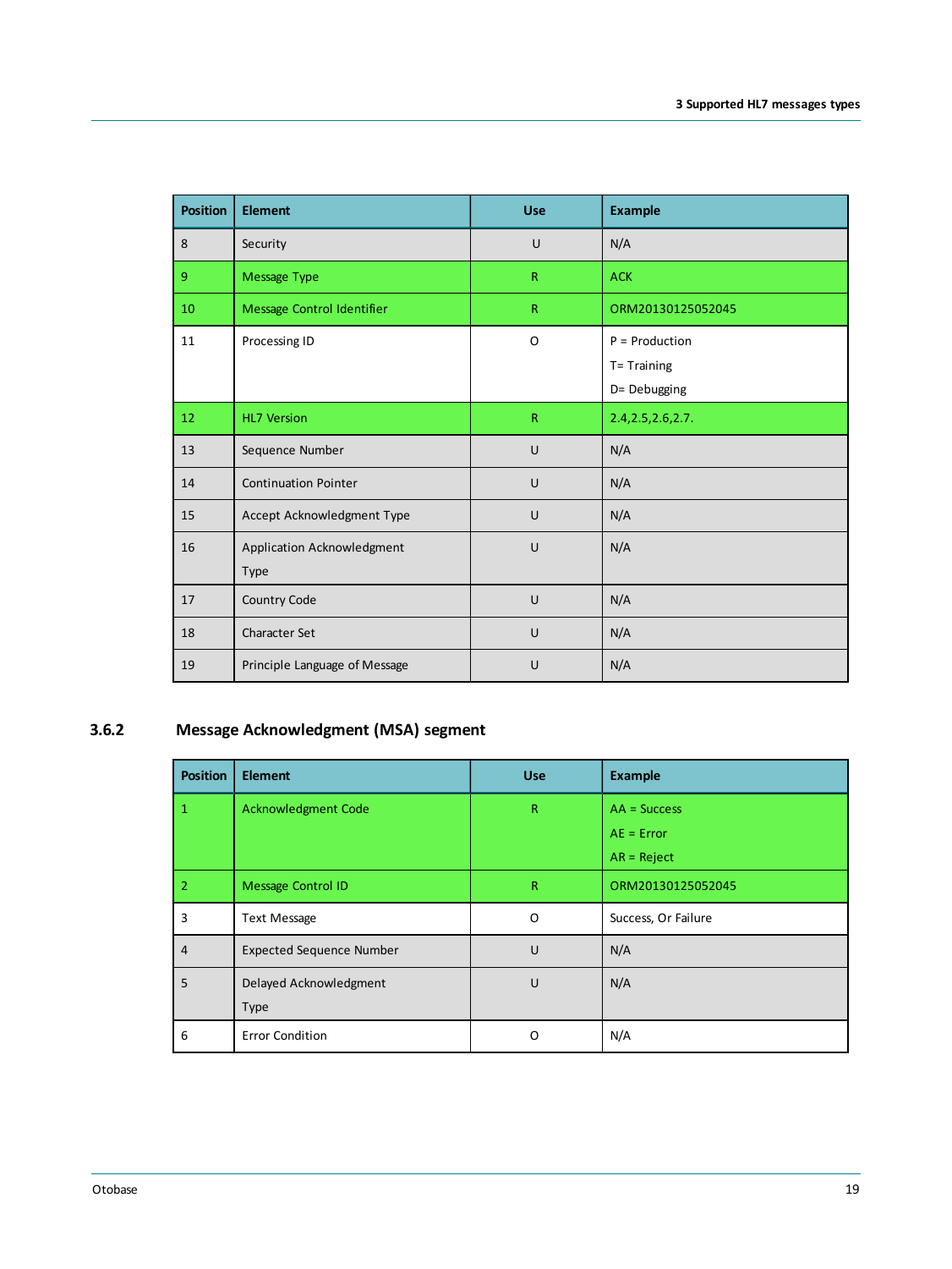| Position | Element | Use | Example |
|---|---|---|---|
| 8 | Security | U | N/A |
| 9 | Message Type | R | ACK |
| 10 | Message Control Identifier | R | ORM20130125052045 |
| 11 | Processing ID | O | P = Production<br>T= Training<br>D= Debugging |
| 12 | HL7 Version | R | 2.4,2.5,2.6,2.7. |
| 13 | Sequence Number | U | N/A |
| 14 | Continuation Pointer | U | N/A |
| 15 | Accept Acknowledgment Type | U | N/A |
| 16 | Application Acknowledgment Type | U | N/A |
| 17 | Country Code | U | N/A |
| 18 | Character Set | U | N/A |
| 19 | Principle Language of Message | U | N/A |

### 3.6.2 Message Acknowledgment (MSA) segment

| Position | Element | Use | Example |
|---|---|---|---|
| 1 | Acknowledgment Code | R | AA = Success<br>AE = Error<br>AR = Reject |
| 2 | Message Control ID | R | ORM20130125052045 |
| 3 | Text Message | O | Success, Or Failure |
| 4 | Expected Sequence Number | U | N/A |
| 5 | Delayed Acknowledgment Type | U | N/A |
| 6 | Error Condition | O | N/A |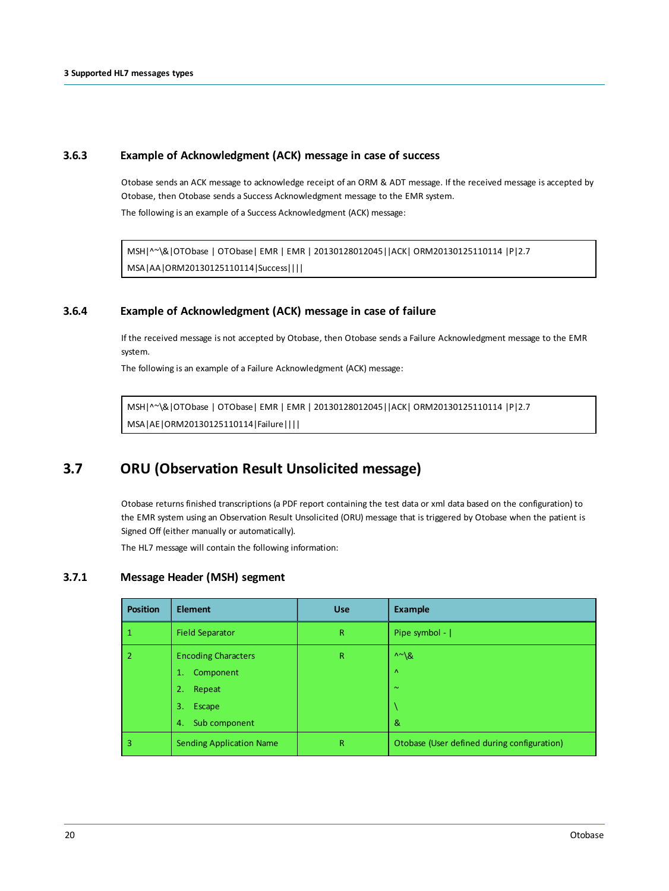### 3.6.3 Example of Acknowledgment (ACK) message in case of success

Otobase sends an ACK message to acknowledge receipt of an ORM & ADT message. If the received message is accepted by Otobase, then Otobase sends a Success Acknowledgment message to the EMR system.

The following is an example of a Success Acknowledgment (ACK) message:

```
MSH|^~\&|OTObase | OTObase| EMR | EMR | 20130128012045||ACK| ORM20130125110114 |P|2.7
MSA|AA|ORM20130125110114|Success||||
```

### 3.6.4 Example of Acknowledgment (ACK) message in case of failure

If the received message is not accepted by Otobase, then Otobase sends a Failure Acknowledgment message to the EMR system.

The following is an example of a Failure Acknowledgment (ACK) message:

```
MSH|^~\&|OTObase | OTObase| EMR | EMR | 20130128012045||ACK| ORM20130125110114 |P|2.7
MSA|AE|ORM20130125110114|Failure||||
```

## 3.7 ORU (Observation Result Unsolicited message)

Otobase returns finished transcriptions (a PDF report containing the test data or xml data based on the configuration) to the EMR system using an Observation Result Unsolicited (ORU) message that is triggered by Otobase when the patient is Signed Off (either manually or automatically).

The HL7 message will contain the following information:

### 3.7.1 Message Header (MSH) segment

| Position | Element | Use | Example |
|---|---|---|---|
| 1 | Field Separator | R | Pipe symbol - \| |
| 2 | Encoding Characters<br>1. Component<br>2. Repeat<br>3. Escape<br>4. Sub component | R | ^~\&<br>^<br>~<br>\<br>& |
| 3 | Sending Application Name | R | Otobase (User defined during configuration) |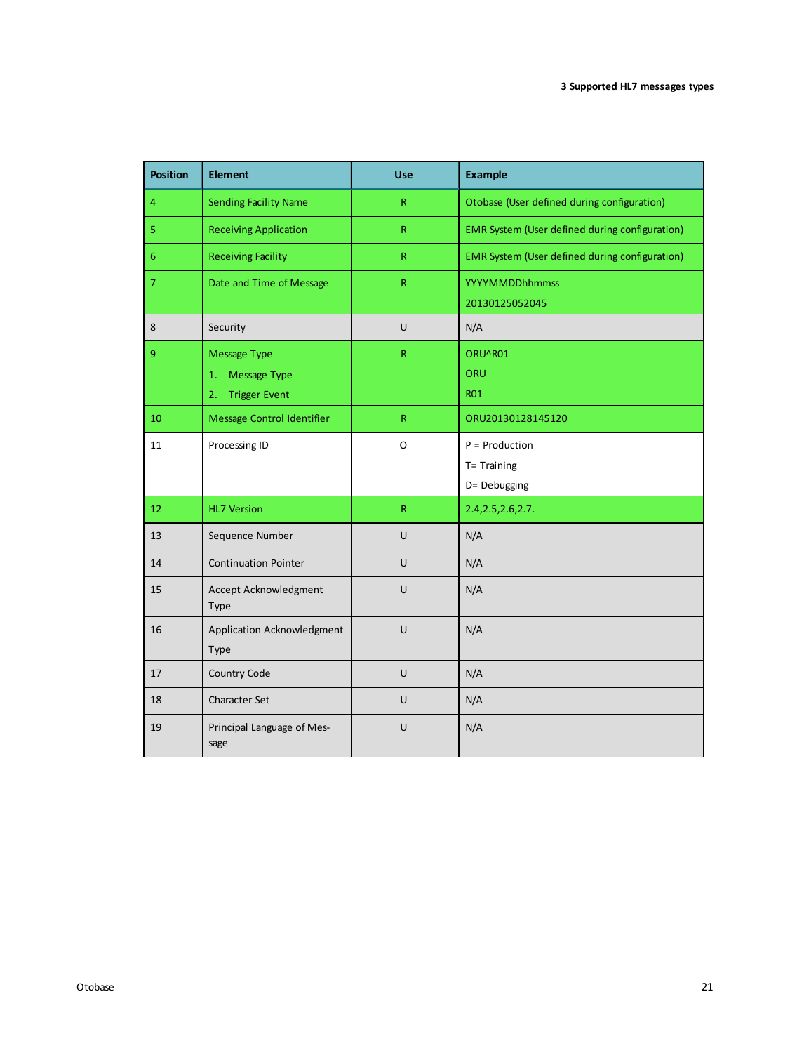| Position | Element | Use | Example |
| --- | --- | --- | --- |
| 4 | Sending Facility Name | R | Otobase (User defined during configuration) |
| 5 | Receiving Application | R | EMR System (User defined during configuration) |
| 6 | Receiving Facility | R | EMR System (User defined during configuration) |
| 7 | Date and Time of Message | R | YYYYMMDDhhmmss<br>20130125052045 |
| 8 | Security | U | N/A |
| 9 | Message Type<br>1. Message Type<br>2. Trigger Event | R | ORU^R01<br>ORU<br>R01 |
| 10 | Message Control Identifier | R | ORU20130128145120 |
| 11 | Processing ID | O | P = Production<br>T= Training<br>D= Debugging |
| 12 | HL7 Version | R | 2.4,2.5,2.6,2.7. |
| 13 | Sequence Number | U | N/A |
| 14 | Continuation Pointer | U | N/A |
| 15 | Accept Acknowledgment Type | U | N/A |
| 16 | Application Acknowledgment Type | U | N/A |
| 17 | Country Code | U | N/A |
| 18 | Character Set | U | N/A |
| 19 | Principal Language of Message | U | N/A |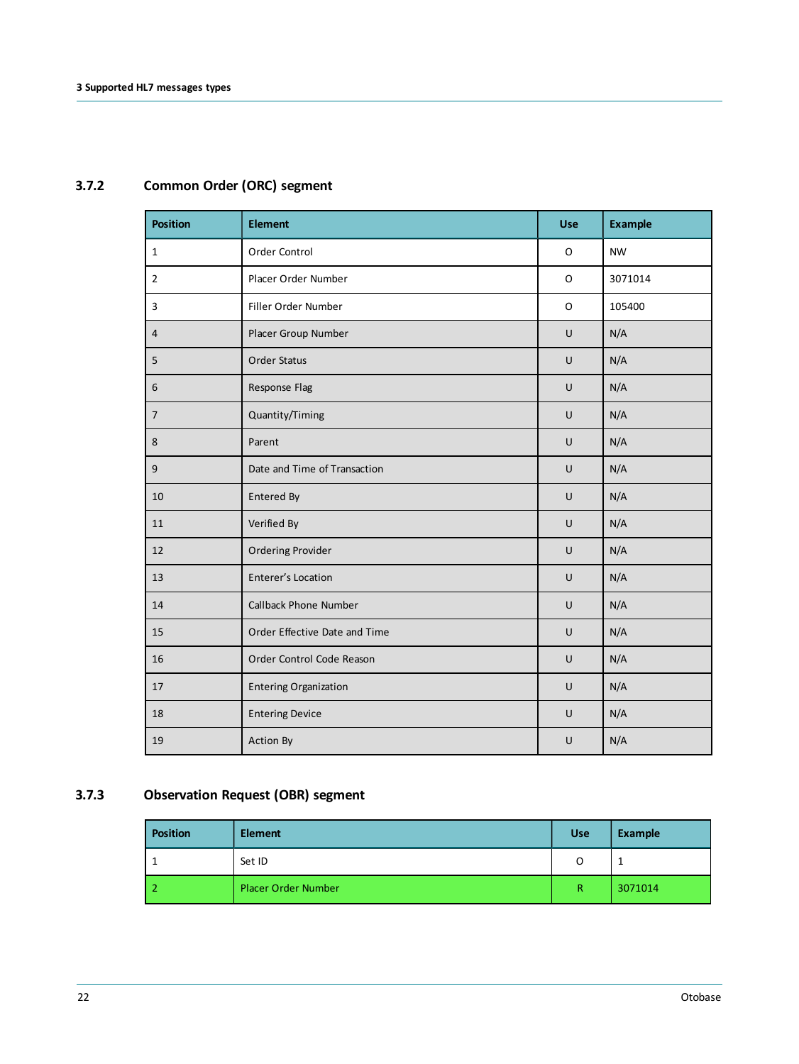### 3.7.2 Common Order (ORC) segment

| Position | Element | Use | Example |
|---|---|---|---|
| 1 | Order Control | O | NW |
| 2 | Placer Order Number | O | 3071014 |
| 3 | Filler Order Number | O | 105400 |
| 4 | Placer Group Number | U | N/A |
| 5 | Order Status | U | N/A |
| 6 | Response Flag | U | N/A |
| 7 | Quantity/Timing | U | N/A |
| 8 | Parent | U | N/A |
| 9 | Date and Time of Transaction | U | N/A |
| 10 | Entered By | U | N/A |
| 11 | Verified By | U | N/A |
| 12 | Ordering Provider | U | N/A |
| 13 | Enterer's Location | U | N/A |
| 14 | Callback Phone Number | U | N/A |
| 15 | Order Effective Date and Time | U | N/A |
| 16 | Order Control Code Reason | U | N/A |
| 17 | Entering Organization | U | N/A |
| 18 | Entering Device | U | N/A |
| 19 | Action By | U | N/A |

### 3.7.3 Observation Request (OBR) segment

| Position | Element | Use | Example |
|---|---|---|---|
| 1 | Set ID | O | 1 |
| 2 | Placer Order Number | R | 3071014 |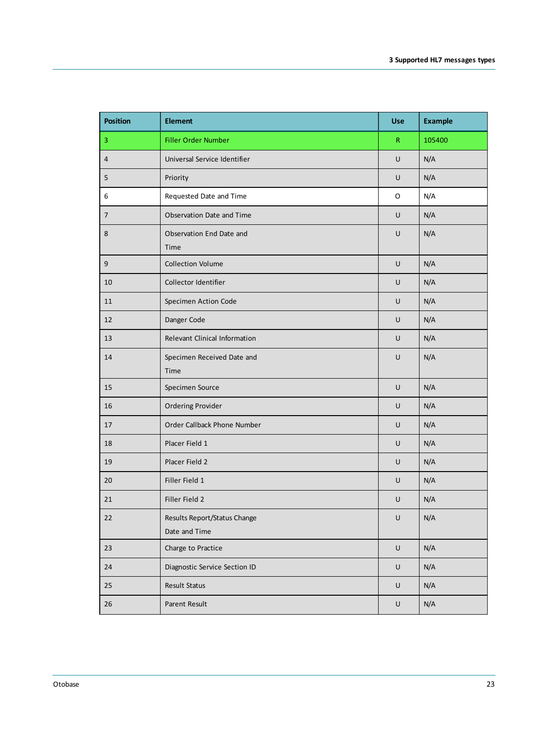| Position | Element | Use | Example |
|---|---|---|---|
| 3 | Filler Order Number | R | 105400 |
| 4 | Universal Service Identifier | U | N/A |
| 5 | Priority | U | N/A |
| 6 | Requested Date and Time | O | N/A |
| 7 | Observation Date and Time | U | N/A |
| 8 | Observation End Date and Time | U | N/A |
| 9 | Collection Volume | U | N/A |
| 10 | Collector Identifier | U | N/A |
| 11 | Specimen Action Code | U | N/A |
| 12 | Danger Code | U | N/A |
| 13 | Relevant Clinical Information | U | N/A |
| 14 | Specimen Received Date and Time | U | N/A |
| 15 | Specimen Source | U | N/A |
| 16 | Ordering Provider | U | N/A |
| 17 | Order Callback Phone Number | U | N/A |
| 18 | Placer Field 1 | U | N/A |
| 19 | Placer Field 2 | U | N/A |
| 20 | Filler Field 1 | U | N/A |
| 21 | Filler Field 2 | U | N/A |
| 22 | Results Report/Status Change Date and Time | U | N/A |
| 23 | Charge to Practice | U | N/A |
| 24 | Diagnostic Service Section ID | U | N/A |
| 25 | Result Status | U | N/A |
| 26 | Parent Result | U | N/A |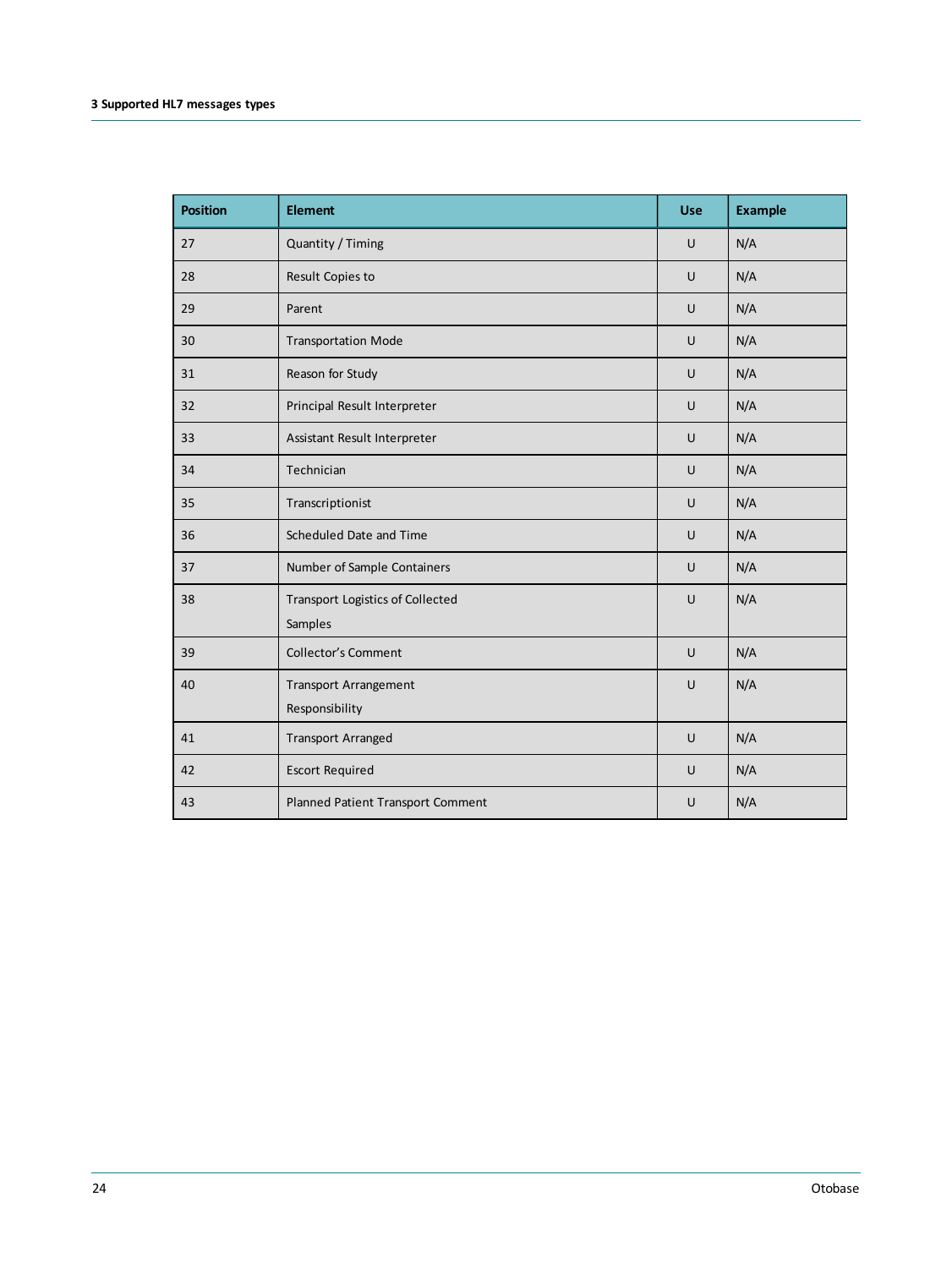| Position | Element | Use | Example |
|---|---|---|---|
| 27 | Quantity / Timing | U | N/A |
| 28 | Result Copies to | U | N/A |
| 29 | Parent | U | N/A |
| 30 | Transportation Mode | U | N/A |
| 31 | Reason for Study | U | N/A |
| 32 | Principal Result Interpreter | U | N/A |
| 33 | Assistant Result Interpreter | U | N/A |
| 34 | Technician | U | N/A |
| 35 | Transcriptionist | U | N/A |
| 36 | Scheduled Date and Time | U | N/A |
| 37 | Number of Sample Containers | U | N/A |
| 38 | Transport Logistics of Collected Samples | U | N/A |
| 39 | Collector's Comment | U | N/A |
| 40 | Transport Arrangement Responsibility | U | N/A |
| 41 | Transport Arranged | U | N/A |
| 42 | Escort Required | U | N/A |
| 43 | Planned Patient Transport Comment | U | N/A |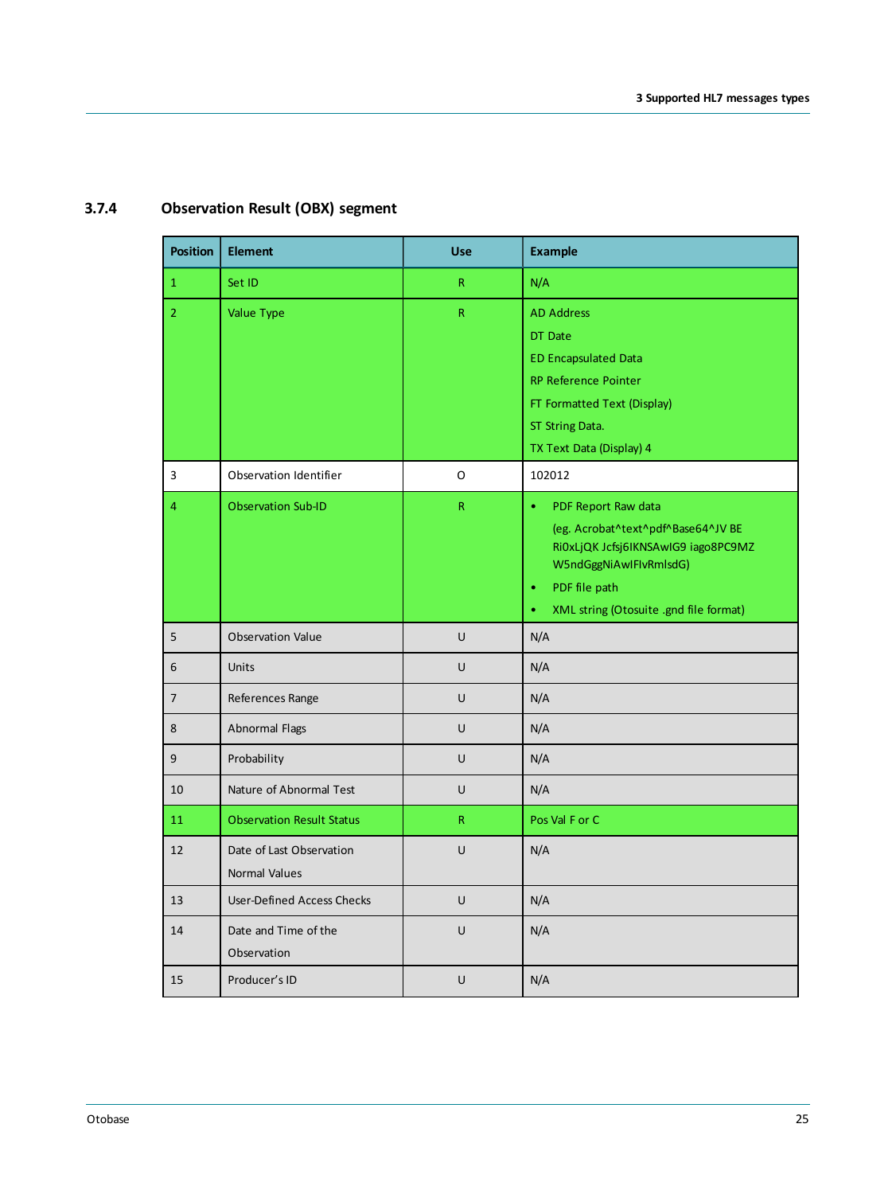### 3.7.4 Observation Result (OBX) segment

| Position | Element | Use | Example |
|---|---|---|---|
| 1 | Set ID | R | N/A |
| 2 | Value Type | R | AD Address<br>DT Date<br>ED Encapsulated Data<br>RP Reference Pointer<br>FT Formatted Text (Display)<br>ST String Data.<br>TX Text Data (Display) 4 |
| 3 | Observation Identifier | O | 102012 |
| 4 | Observation Sub-ID | R | • PDF Report Raw data<br>(eg. Acrobat^text^pdf^Base64^JV BE Ri0xLjQK Jcfsj6IKNSAwIG9 iago8PC9MZ W5ndGggNiAwIFlvRmlsdG)<br>• PDF file path<br>• XML string (Otosuite .gnd file format) |
| 5 | Observation Value | U | N/A |
| 6 | Units | U | N/A |
| 7 | References Range | U | N/A |
| 8 | Abnormal Flags | U | N/A |
| 9 | Probability | U | N/A |
| 10 | Nature of Abnormal Test | U | N/A |
| 11 | Observation Result Status | R | Pos Val F or C |
| 12 | Date of Last Observation Normal Values | U | N/A |
| 13 | User-Defined Access Checks | U | N/A |
| 14 | Date and Time of the Observation | U | N/A |
| 15 | Producer's ID | U | N/A |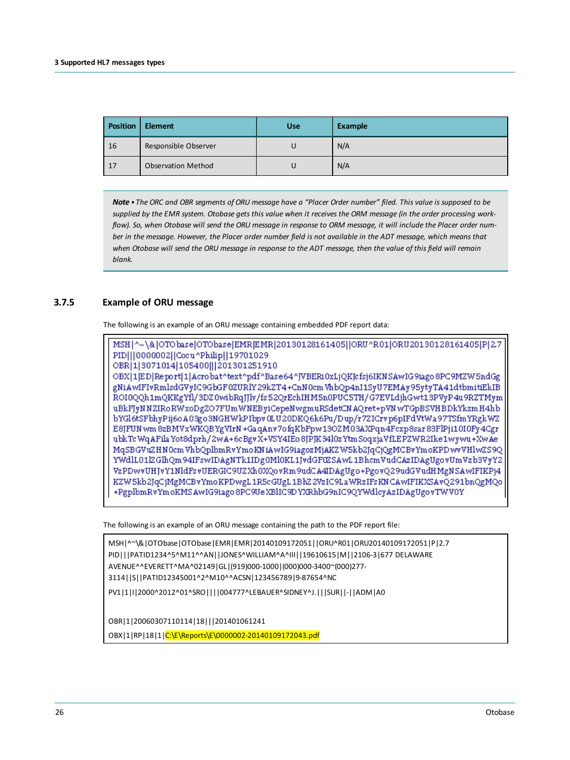| Position | Element | Use | Example |
|---|---|---|---|
| 16 | Responsible Observer | U | N/A |
| 17 | Observation Method | U | N/A |

***Note** • The ORC and OBR segments of ORU message have a "Placer Order number" filed. This value is supposed to be supplied by the EMR system. Otobase gets this value when it receives the ORM message (in the order processing work-flow). So, when Otobase will send the ORU message in response to ORM message, it will include the Placer order number in the message. However, the Placer order number field is not available in the ADT message, which means that when Otobase will send the ORU message in response to the ADT message, then the value of this field will remain blank.*

### 3.7.5 Example of ORU message

The following is an example of an ORU message containing embedded PDF report data:

```
MSH|^~\&|OTObase|OTObase|EMR|EMR|20130128161405||ORU^R01|ORU20130128161405|P|2.7
PID|||0000002||Cocu^Philip||19701029
OBR|1|3071014|105400|||201301251910
OBX|1|ED|Report|1|Acrobat^text^pdf^Base64^JVBERi0xLjQKJcfsj6IKNSAwIG9iago8PC9MZW5ndGg
gNiAwIFIvRmlsdGVyIC9GbGF0ZURlY29kZT4+CnN0cmVhbQp4nI1SyU7EMAy95ytyTA41dtbmitiEkIB
ROI0QQh1mQKKgYfl/3DZ0wibRqJJlv/fs52QrEchIHM5n0PUC5TH/G7EVLdjhGwt13PVyP4u9RZTMym
uBkFJyNNZIRoRWxoDgZO7FUmWNEByiCepeNwgmuRSdetCNAQret+pVNwTGpBSVHBDkYkzmH4hb
bYGl6tSFbhyPij6oA03go3NGHWkPIbpv0LU20DKQ6k6Pu/Dup/r7ZICrvp6pIFdVtWa97TSfmYRgkWZ
E8JFUNwm8zBMVxWKQBYgVIrN+GaqAnv7ofqKbFpw13OZM03AXPqn4Fcxp8sar83FlPji10I0Fy4Cgr
ubkTcWqAFilaYot8dprh/2wA+6cBgvX+VSY4IEo8JPJK34l0zYtmSoqxjaVfLEPZWR2Ike1wywu+XwAe
MqSBGVuZHN0cmVhbQplbmRvYmoKNiAwIG9iagozMjAKZW5kb2JqCjQgMCBvYmoKPDwvVHlwZS9Q
YWdlL01lZGlhQm94IFswIDAgNTk1IDg0Ml0KL1JvdGF0ZSAwL1BhcmVudCAzIDAgUgovUmVzb3VyY2
VzPDwvUHJvY1NldFsvUERGIC9UZXh0XQovRm9udCA4IDAgUgo+PgovQ29udGVudHMgNSAwIFIKPj4
KZW5kb2JqCjMgMCBvYmoKPDwgL1R5cGUgL1BhZ2VzIC9LaWRzIFsKNCAwIFIKXSAvQ291bnQgMQo
+PgplbmRvYmoKMSAwIG9iago8PC9UeXBlIC9DYXRhbG9nIC9QYWdlcyAzIDAgUgovTWV0Y
```

The following is an example of an ORU message containing the path to the PDF report file:

```
MSH|^~\&|OTObase|OTObase|EMR|EMR|20140109172051||ORU^R01|ORU20140109172051|P|2.7
PID|||PATID1234^5^M11^^AN||JONES^WILLIAM^A^III||19610615|M||2106-3|677 DELAWARE
AVENUE^^EVERETT^MA^02149|GL|(919)000-1000|(000)000-3400~(000)277-
3114||S||PATID12345001^2^M10^^ACSN|123456789|9-87654^NC
PV1|1|I|2000^2012^01^SRO||||004777^LEBAUER^SIDNEY^J.|||SUR||-||ADM|A0

OBR|1|20060307110114|18|||201401061241
OBX|1|RP|18|1|C:\E\Reports\E\0000002-20140109172043.pdf
```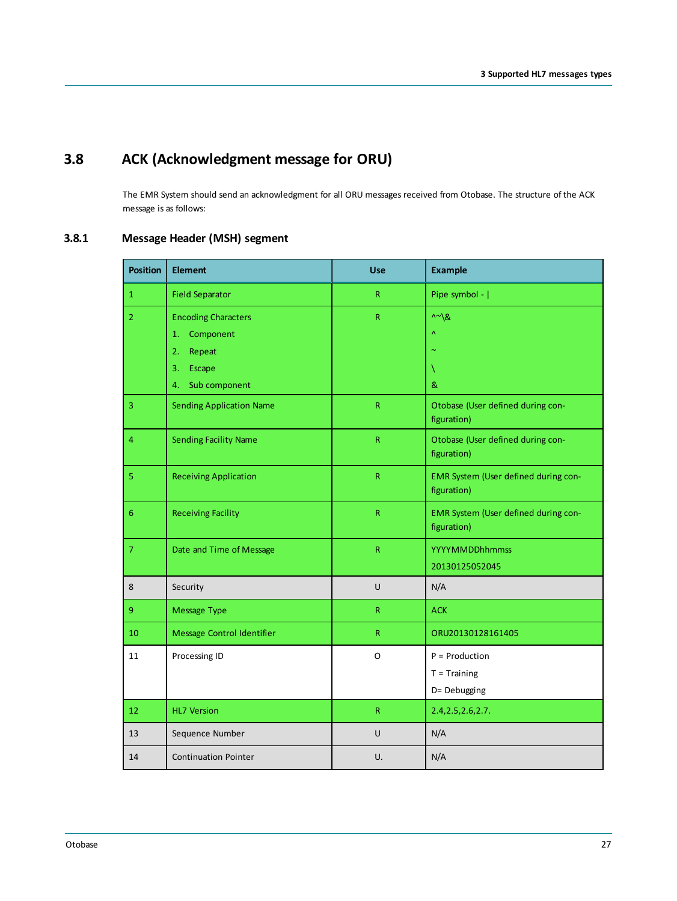## 3.8 ACK (Acknowledgment message for ORU)

The EMR System should send an acknowledgment for all ORU messages received from Otobase. The structure of the ACK message is as follows:

### 3.8.1 Message Header (MSH) segment

| Position | Element | Use | Example |
|---|---|---|---|
| 1 | Field Separator | R | Pipe symbol - \| |
| 2 | Encoding Characters<br>1. Component<br>2. Repeat<br>3. Escape<br>4. Sub component | R | ^~\&<br>^<br>~<br>\<br>& |
| 3 | Sending Application Name | R | Otobase (User defined during con-figuration) |
| 4 | Sending Facility Name | R | Otobase (User defined during con-figuration) |
| 5 | Receiving Application | R | EMR System (User defined during con-figuration) |
| 6 | Receiving Facility | R | EMR System (User defined during con-figuration) |
| 7 | Date and Time of Message | R | YYYYMMDDhhmmss<br>20130125052045 |
| 8 | Security | U | N/A |
| 9 | Message Type | R | ACK |
| 10 | Message Control Identifier | R | ORU20130128161405 |
| 11 | Processing ID | O | P = Production<br>T = Training<br>D= Debugging |
| 12 | HL7 Version | R | 2.4,2.5,2.6,2.7. |
| 13 | Sequence Number | U | N/A |
| 14 | Continuation Pointer | U. | N/A |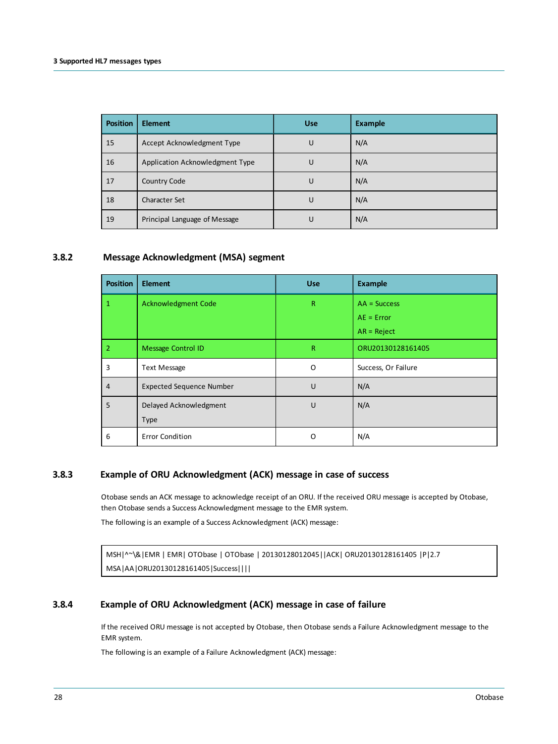| Position | Element | Use | Example |
|---|---|---|---|
| 15 | Accept Acknowledgment Type | U | N/A |
| 16 | Application Acknowledgment Type | U | N/A |
| 17 | Country Code | U | N/A |
| 18 | Character Set | U | N/A |
| 19 | Principal Language of Message | U | N/A |

### 3.8.2 Message Acknowledgment (MSA) segment

| Position | Element | Use | Example |
|---|---|---|---|
| 1 | Acknowledgment Code | R | AA = Success<br>AE = Error<br>AR = Reject |
| 2 | Message Control ID | R | ORU20130128161405 |
| 3 | Text Message | O | Success, Or Failure |
| 4 | Expected Sequence Number | U | N/A |
| 5 | Delayed Acknowledgment Type | U | N/A |
| 6 | Error Condition | O | N/A |

### 3.8.3 Example of ORU Acknowledgment (ACK) message in case of success

Otobase sends an ACK message to acknowledge receipt of an ORU. If the received ORU message is accepted by Otobase, then Otobase sends a Success Acknowledgment message to the EMR system.

The following is an example of a Success Acknowledgment (ACK) message:

```
MSH|^~\&|EMR | EMR| OTObase | OTObase | 20130128012045||ACK| ORU20130128161405 |P|2.7
MSA|AA|ORU20130128161405|Success||||
```

### 3.8.4 Example of ORU Acknowledgment (ACK) message in case of failure

If the received ORU message is not accepted by Otobase, then Otobase sends a Failure Acknowledgment message to the EMR system.

The following is an example of a Failure Acknowledgment (ACK) message: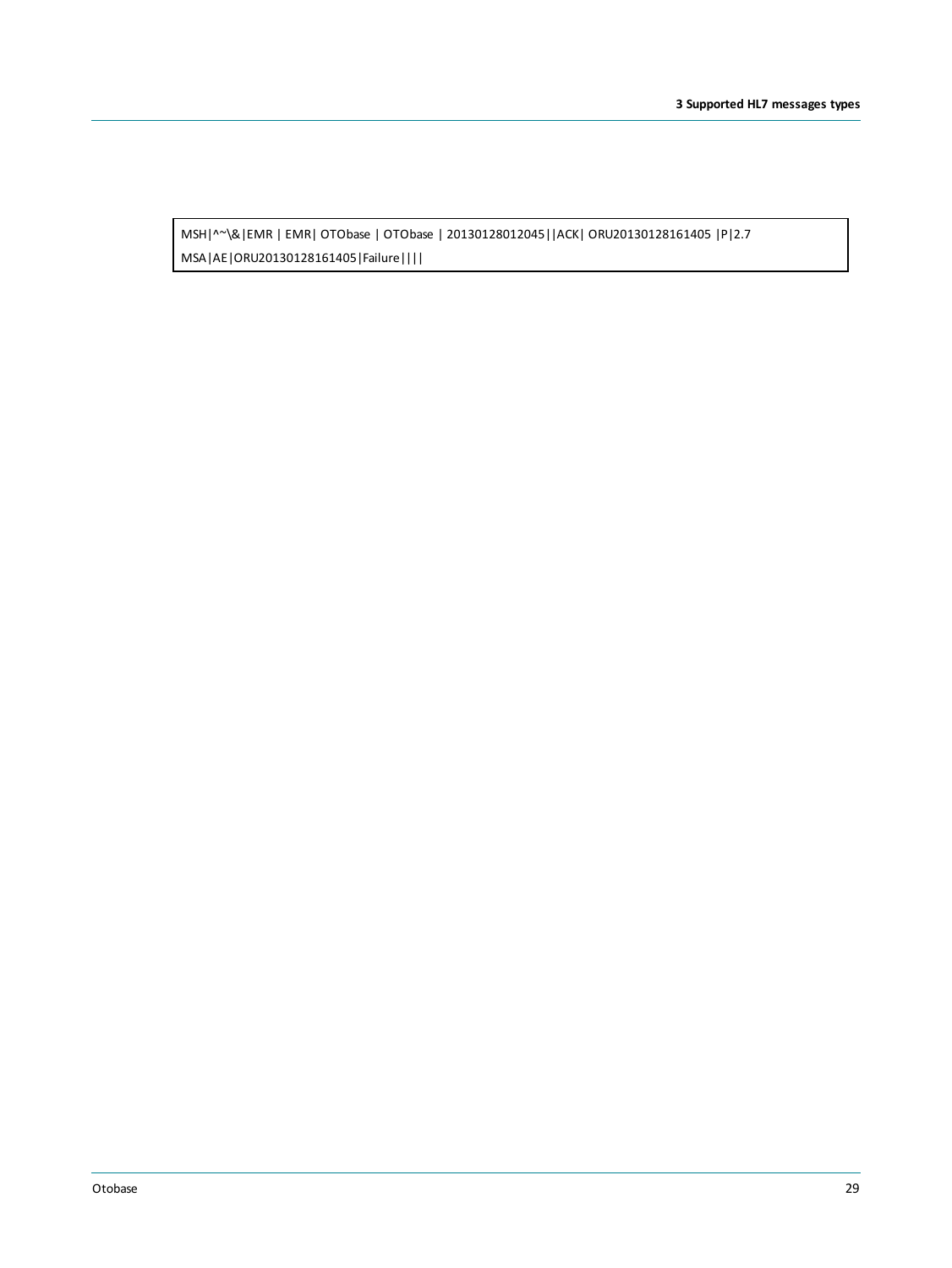```
MSH|^~\&|EMR | EMR| OTObase | OTObase | 20130128012045||ACK| ORU20130128161405 |P|2.7
MSA|AE|ORU20130128161405|Failure||||
```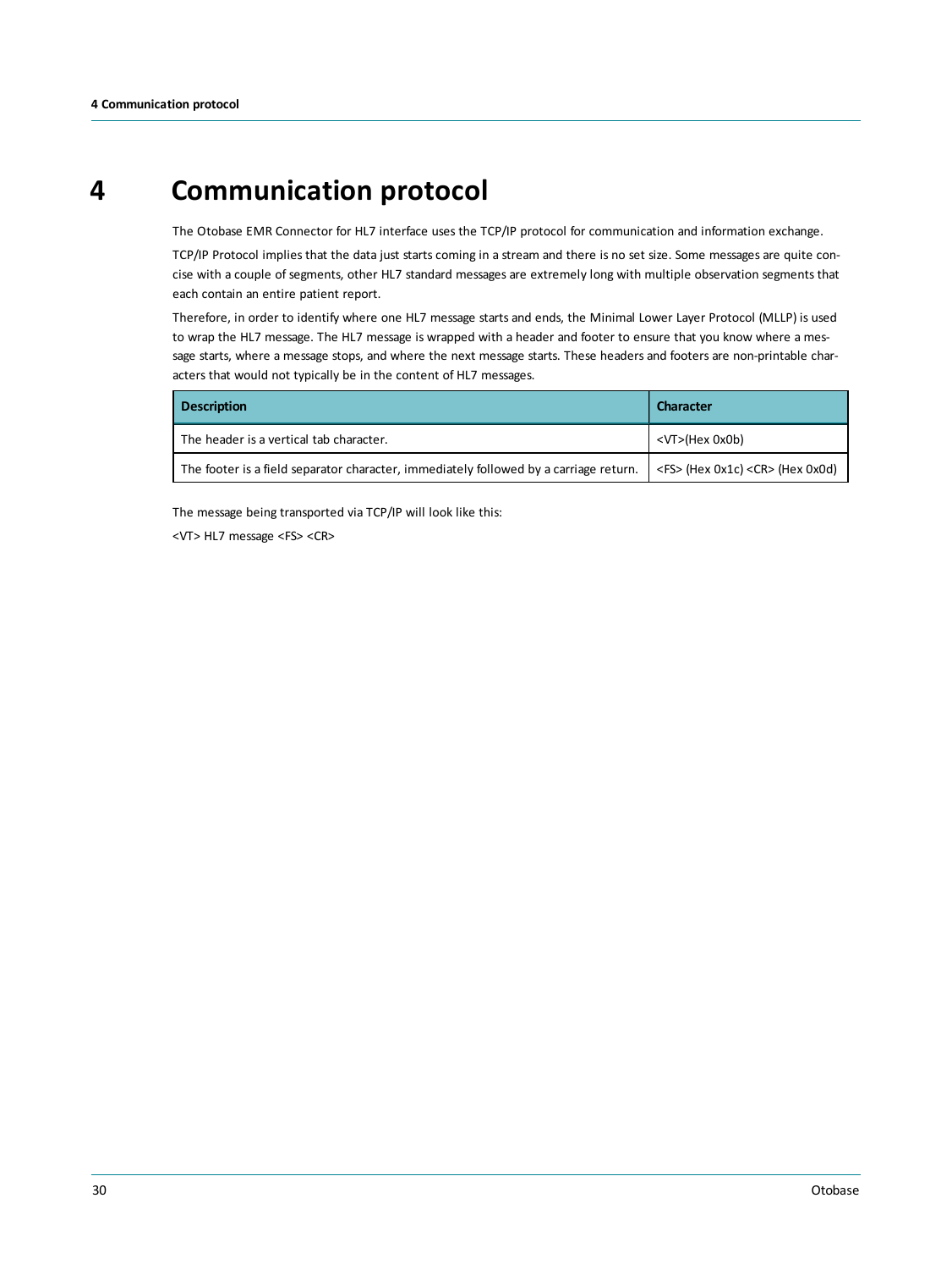# 4 Communication protocol

The Otobase EMR Connector for HL7 interface uses the TCP/IP protocol for communication and information exchange.

TCP/IP Protocol implies that the data just starts coming in a stream and there is no set size. Some messages are quite concise with a couple of segments, other HL7 standard messages are extremely long with multiple observation segments that each contain an entire patient report.

Therefore, in order to identify where one HL7 message starts and ends, the Minimal Lower Layer Protocol (MLLP) is used to wrap the HL7 message. The HL7 message is wrapped with a header and footer to ensure that you know where a message starts, where a message stops, and where the next message starts. These headers and footers are non-printable characters that would not typically be in the content of HL7 messages.

| Description | Character |
|---|---|
| The header is a vertical tab character. | <VT>(Hex 0x0b) |
| The footer is a field separator character, immediately followed by a carriage return. | <FS> (Hex 0x1c) <CR> (Hex 0x0d) |

The message being transported via TCP/IP will look like this:

<VT> HL7 message <FS> <CR>